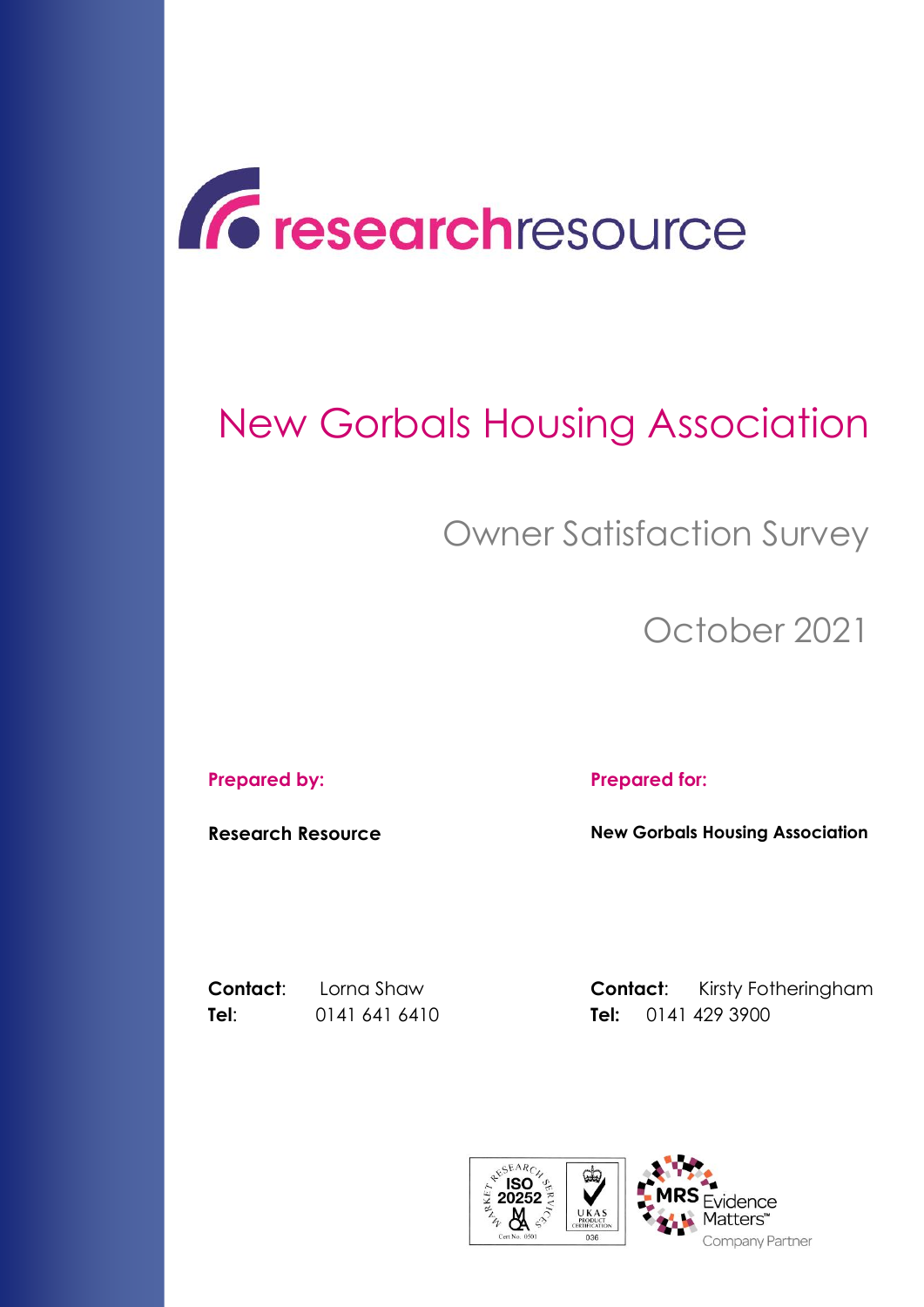# New Gorbals Housing Association

## Owner Satisfaction Survey

## October 2021

**Prepared by:**

**Research Resource**

**Contact**: Lorna Shaw
**Tel**: 0141 641 6410

**Prepared for:**

**New Gorbals Housing Association**

**Contact**: Kirsty Fotheringham
**Tel:** 0141 429 3900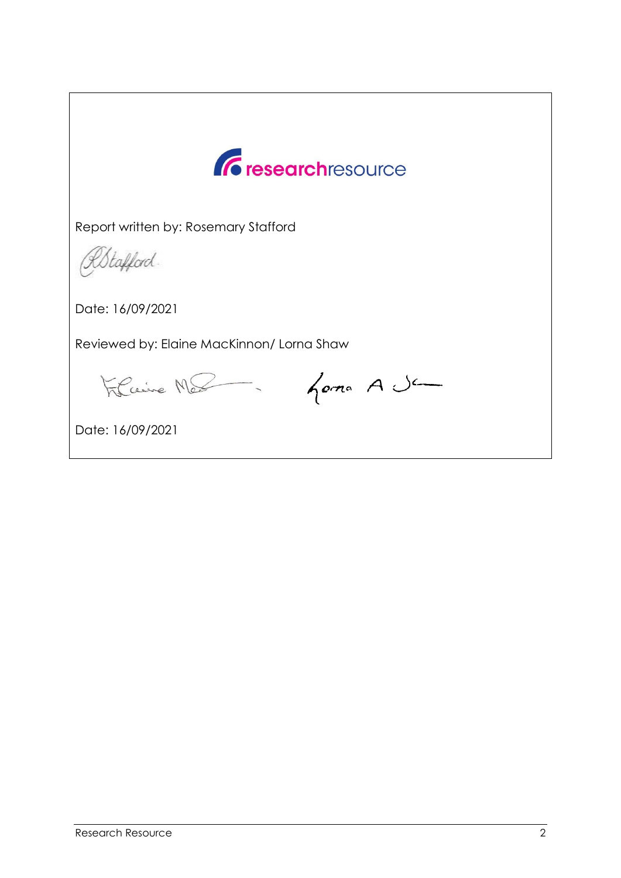researchresource

Report written by: Rosemary Stafford

Date: 16/09/2021

Reviewed by: Elaine MacKinnon/ Lorna Shaw

Date: 16/09/2021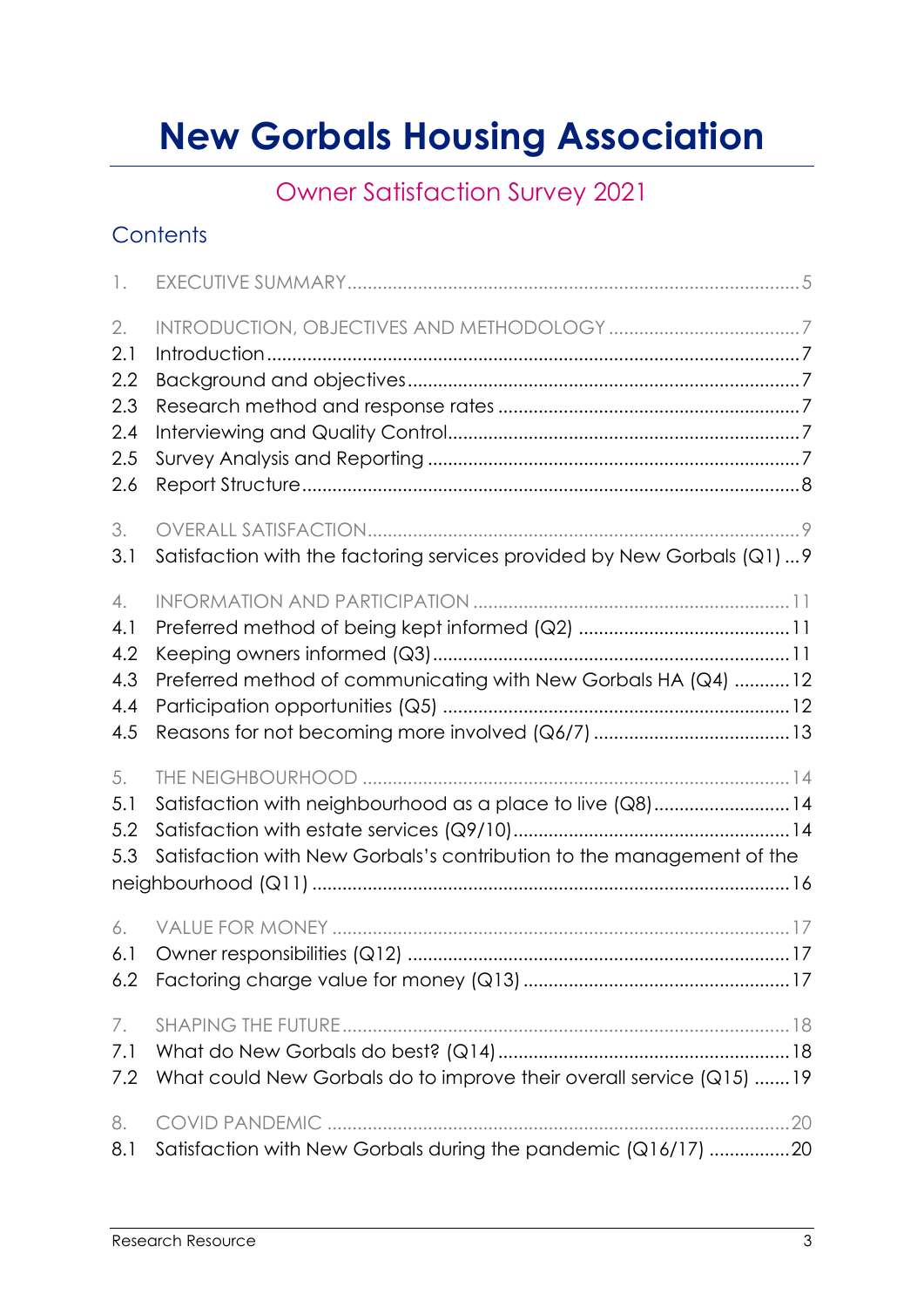# New Gorbals Housing Association

## Owner Satisfaction Survey 2021

### Contents

1. EXECUTIVE SUMMARY ..... 5

2. INTRODUCTION, OBJECTIVES AND METHODOLOGY ..... 7
   - 2.1 Introduction ..... 7
   - 2.2 Background and objectives ..... 7
   - 2.3 Research method and response rates ..... 7
   - 2.4 Interviewing and Quality Control ..... 7
   - 2.5 Survey Analysis and Reporting ..... 7
   - 2.6 Report Structure ..... 8

3. OVERALL SATISFACTION ..... 9
   - 3.1 Satisfaction with the factoring services provided by New Gorbals (Q1) ... 9

4. INFORMATION AND PARTICIPATION ..... 11
   - 4.1 Preferred method of being kept informed (Q2) ..... 11
   - 4.2 Keeping owners informed (Q3) ..... 11
   - 4.3 Preferred method of communicating with New Gorbals HA (Q4) ..... 12
   - 4.4 Participation opportunities (Q5) ..... 12
   - 4.5 Reasons for not becoming more involved (Q6/7) ..... 13

5. THE NEIGHBOURHOOD ..... 14
   - 5.1 Satisfaction with neighbourhood as a place to live (Q8) ..... 14
   - 5.2 Satisfaction with estate services (Q9/10) ..... 14
   - 5.3 Satisfaction with New Gorbals's contribution to the management of the neighbourhood (Q11) ..... 16

6. VALUE FOR MONEY ..... 17
   - 6.1 Owner responsibilities (Q12) ..... 17
   - 6.2 Factoring charge value for money (Q13) ..... 17

7. SHAPING THE FUTURE ..... 18
   - 7.1 What do New Gorbals do best? (Q14) ..... 18
   - 7.2 What could New Gorbals do to improve their overall service (Q15) ..... 19

8. COVID PANDEMIC ..... 20
   - 8.1 Satisfaction with New Gorbals during the pandemic (Q16/17) ..... 20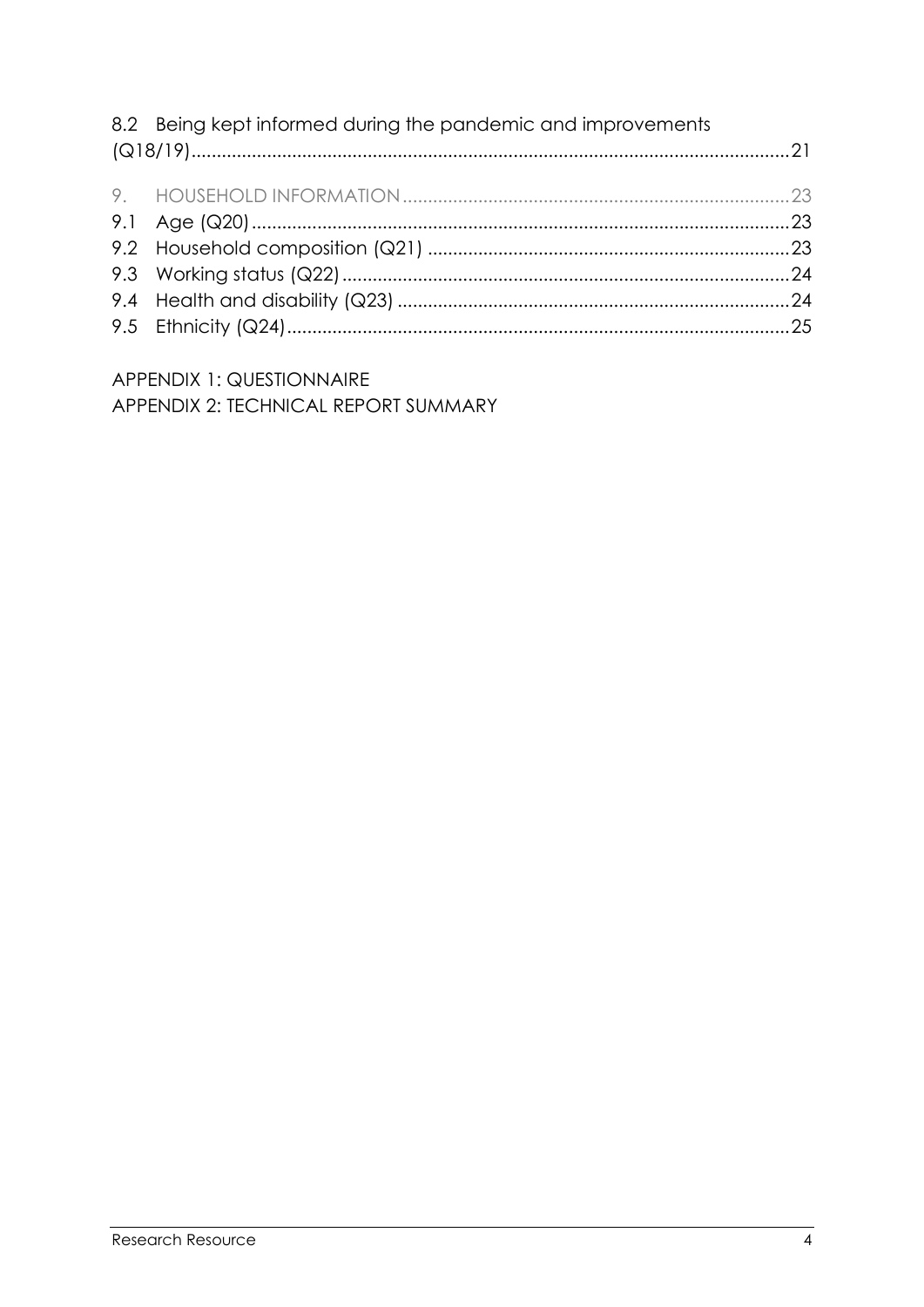8.2 Being kept informed during the pandemic and improvements (Q18/19) ........ 21

9. HOUSEHOLD INFORMATION ........ 23

9.1 Age (Q20) ........ 23

9.2 Household composition (Q21) ........ 23

9.3 Working status (Q22) ........ 24

9.4 Health and disability (Q23) ........ 24

9.5 Ethnicity (Q24) ........ 25

APPENDIX 1: QUESTIONNAIRE

APPENDIX 2: TECHNICAL REPORT SUMMARY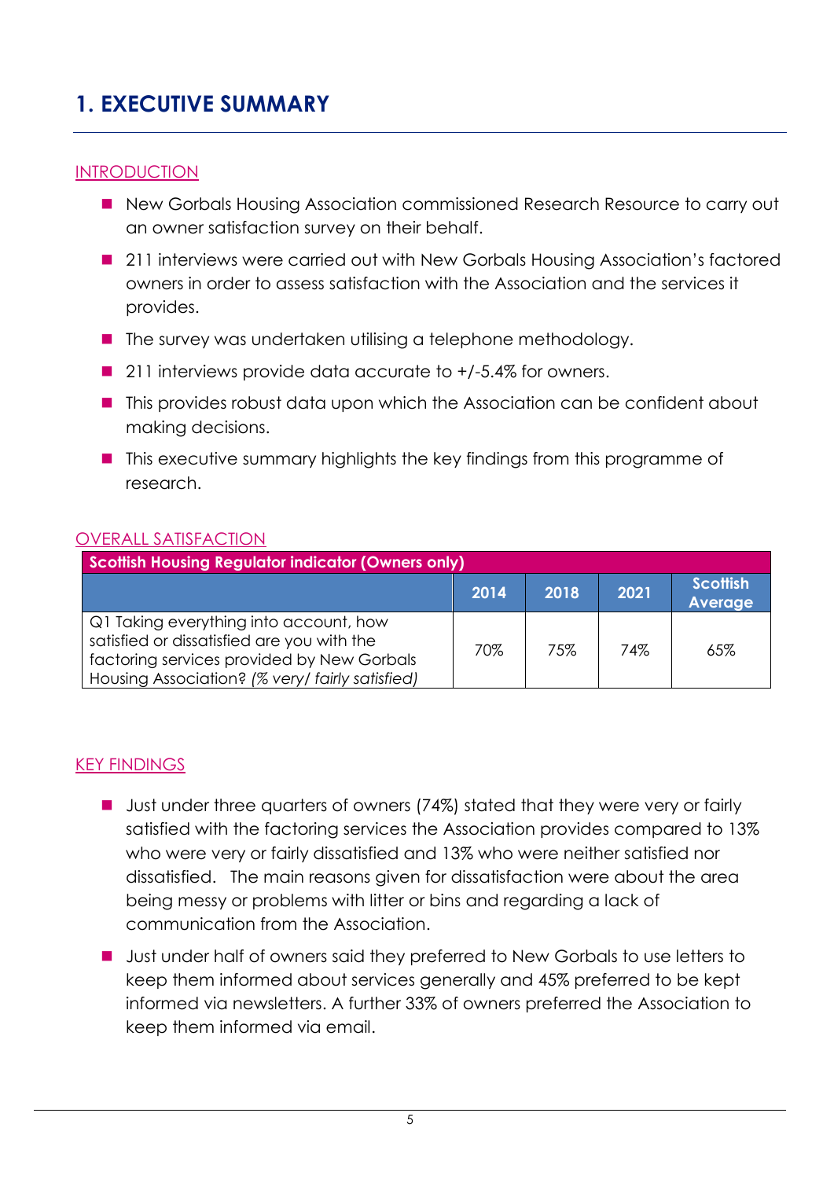# 1. EXECUTIVE SUMMARY

## INTRODUCTION

- New Gorbals Housing Association commissioned Research Resource to carry out an owner satisfaction survey on their behalf.
- 211 interviews were carried out with New Gorbals Housing Association's factored owners in order to assess satisfaction with the Association and the services it provides.
- The survey was undertaken utilising a telephone methodology.
- 211 interviews provide data accurate to +/-5.4% for owners.
- This provides robust data upon which the Association can be confident about making decisions.
- This executive summary highlights the key findings from this programme of research.

## OVERALL SATISFACTION

| Scottish Housing Regulator indicator (Owners only) | | | | |
|---|---|---|---|---|
| | 2014 | 2018 | 2021 | Scottish Average |
| Q1 Taking everything into account, how satisfied or dissatisfied are you with the factoring services provided by New Gorbals Housing Association? *(% very/ fairly satisfied)* | 70% | 75% | 74% | 65% |

## KEY FINDINGS

- Just under three quarters of owners (74%) stated that they were very or fairly satisfied with the factoring services the Association provides compared to 13% who were very or fairly dissatisfied and 13% who were neither satisfied nor dissatisfied. The main reasons given for dissatisfaction were about the area being messy or problems with litter or bins and regarding a lack of communication from the Association.
- Just under half of owners said they preferred to New Gorbals to use letters to keep them informed about services generally and 45% preferred to be kept informed via newsletters. A further 33% of owners preferred the Association to keep them informed via email.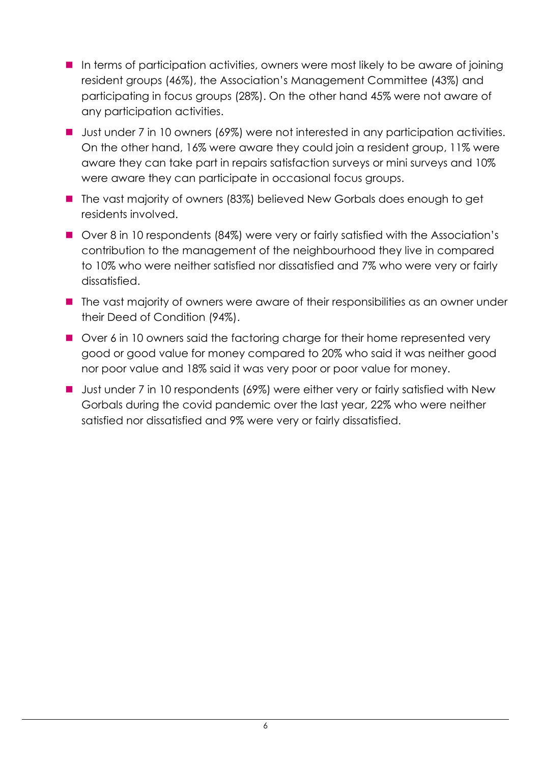- In terms of participation activities, owners were most likely to be aware of joining resident groups (46%), the Association's Management Committee (43%) and participating in focus groups (28%). On the other hand 45% were not aware of any participation activities.
- Just under 7 in 10 owners (69%) were not interested in any participation activities. On the other hand, 16% were aware they could join a resident group, 11% were aware they can take part in repairs satisfaction surveys or mini surveys and 10% were aware they can participate in occasional focus groups.
- The vast majority of owners (83%) believed New Gorbals does enough to get residents involved.
- Over 8 in 10 respondents (84%) were very or fairly satisfied with the Association's contribution to the management of the neighbourhood they live in compared to 10% who were neither satisfied nor dissatisfied and 7% who were very or fairly dissatisfied.
- The vast majority of owners were aware of their responsibilities as an owner under their Deed of Condition (94%).
- Over 6 in 10 owners said the factoring charge for their home represented very good or good value for money compared to 20% who said it was neither good nor poor value and 18% said it was very poor or poor value for money.
- Just under 7 in 10 respondents (69%) were either very or fairly satisfied with New Gorbals during the covid pandemic over the last year, 22% who were neither satisfied nor dissatisfied and 9% were very or fairly dissatisfied.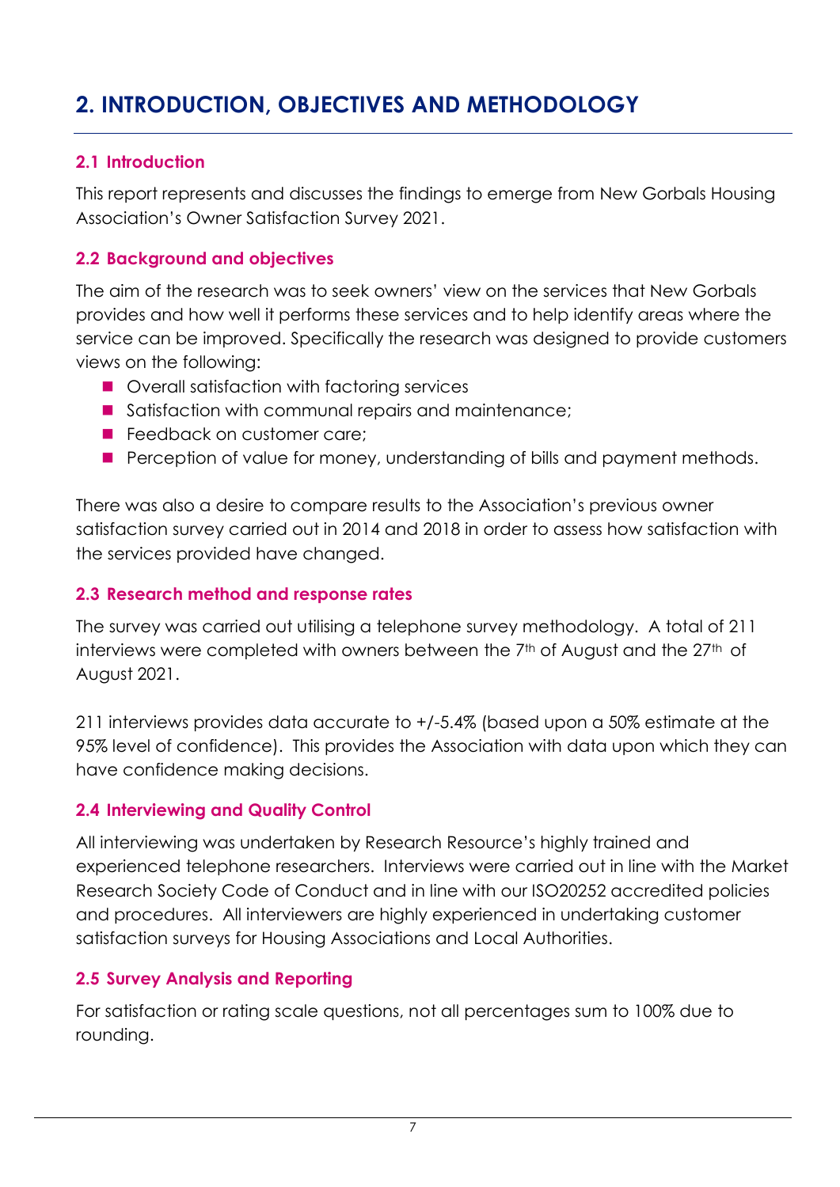# 2. INTRODUCTION, OBJECTIVES AND METHODOLOGY

## 2.1 Introduction

This report represents and discusses the findings to emerge from New Gorbals Housing Association's Owner Satisfaction Survey 2021.

## 2.2 Background and objectives

The aim of the research was to seek owners' view on the services that New Gorbals provides and how well it performs these services and to help identify areas where the service can be improved. Specifically the research was designed to provide customers views on the following:

- Overall satisfaction with factoring services
- Satisfaction with communal repairs and maintenance;
- Feedback on customer care;
- Perception of value for money, understanding of bills and payment methods.

There was also a desire to compare results to the Association's previous owner satisfaction survey carried out in 2014 and 2018 in order to assess how satisfaction with the services provided have changed.

## 2.3 Research method and response rates

The survey was carried out utilising a telephone survey methodology. A total of 211 interviews were completed with owners between the 7th of August and the 27th of August 2021.

211 interviews provides data accurate to +/-5.4% (based upon a 50% estimate at the 95% level of confidence). This provides the Association with data upon which they can have confidence making decisions.

## 2.4 Interviewing and Quality Control

All interviewing was undertaken by Research Resource's highly trained and experienced telephone researchers. Interviews were carried out in line with the Market Research Society Code of Conduct and in line with our ISO20252 accredited policies and procedures. All interviewers are highly experienced in undertaking customer satisfaction surveys for Housing Associations and Local Authorities.

## 2.5 Survey Analysis and Reporting

For satisfaction or rating scale questions, not all percentages sum to 100% due to rounding.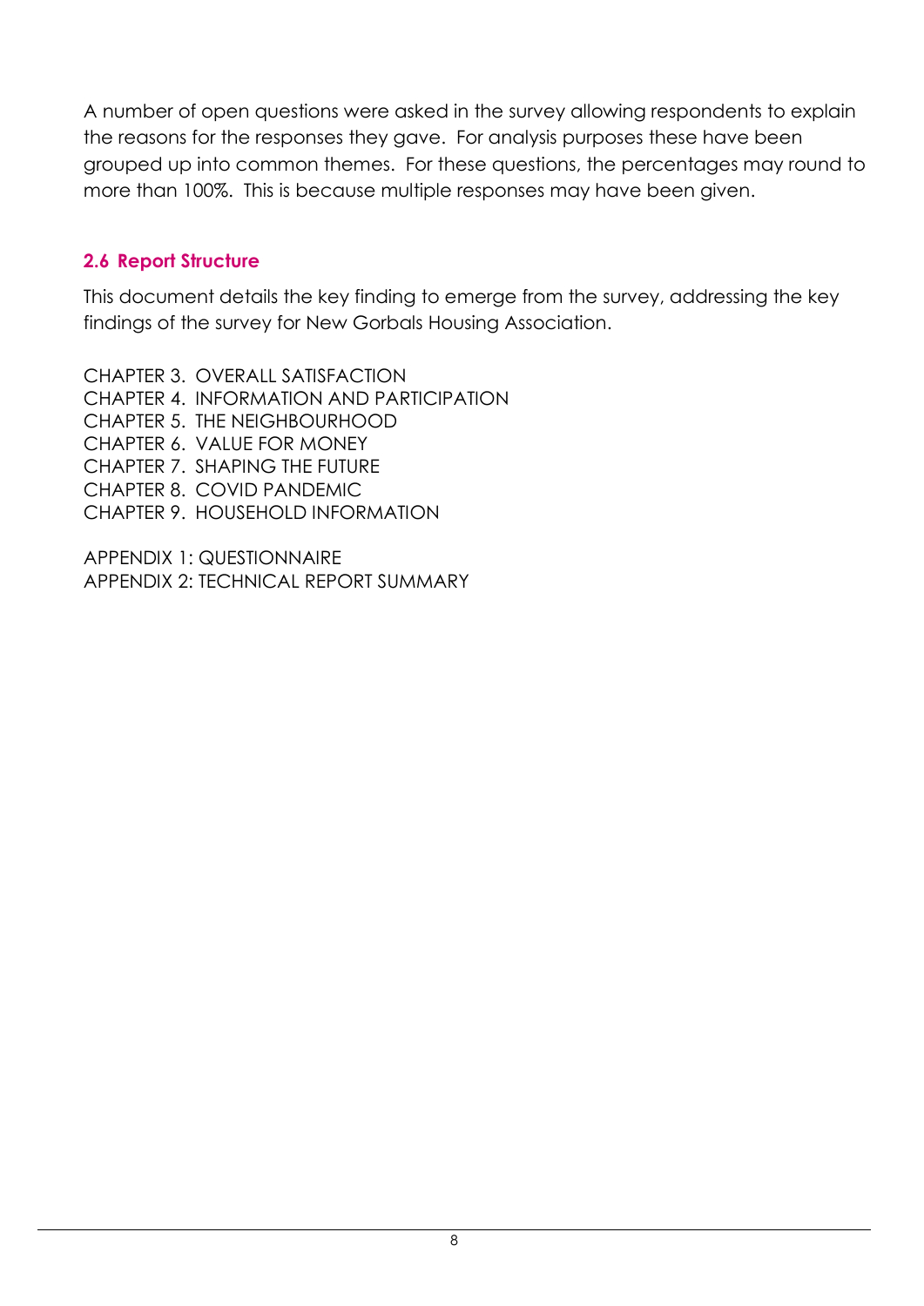A number of open questions were asked in the survey allowing respondents to explain the reasons for the responses they gave. For analysis purposes these have been grouped up into common themes. For these questions, the percentages may round to more than 100%. This is because multiple responses may have been given.

### 2.6 Report Structure

This document details the key finding to emerge from the survey, addressing the key findings of the survey for New Gorbals Housing Association.

CHAPTER 3. OVERALL SATISFACTION
CHAPTER 4. INFORMATION AND PARTICIPATION
CHAPTER 5. THE NEIGHBOURHOOD
CHAPTER 6. VALUE FOR MONEY
CHAPTER 7. SHAPING THE FUTURE
CHAPTER 8. COVID PANDEMIC
CHAPTER 9. HOUSEHOLD INFORMATION

APPENDIX 1: QUESTIONNAIRE
APPENDIX 2: TECHNICAL REPORT SUMMARY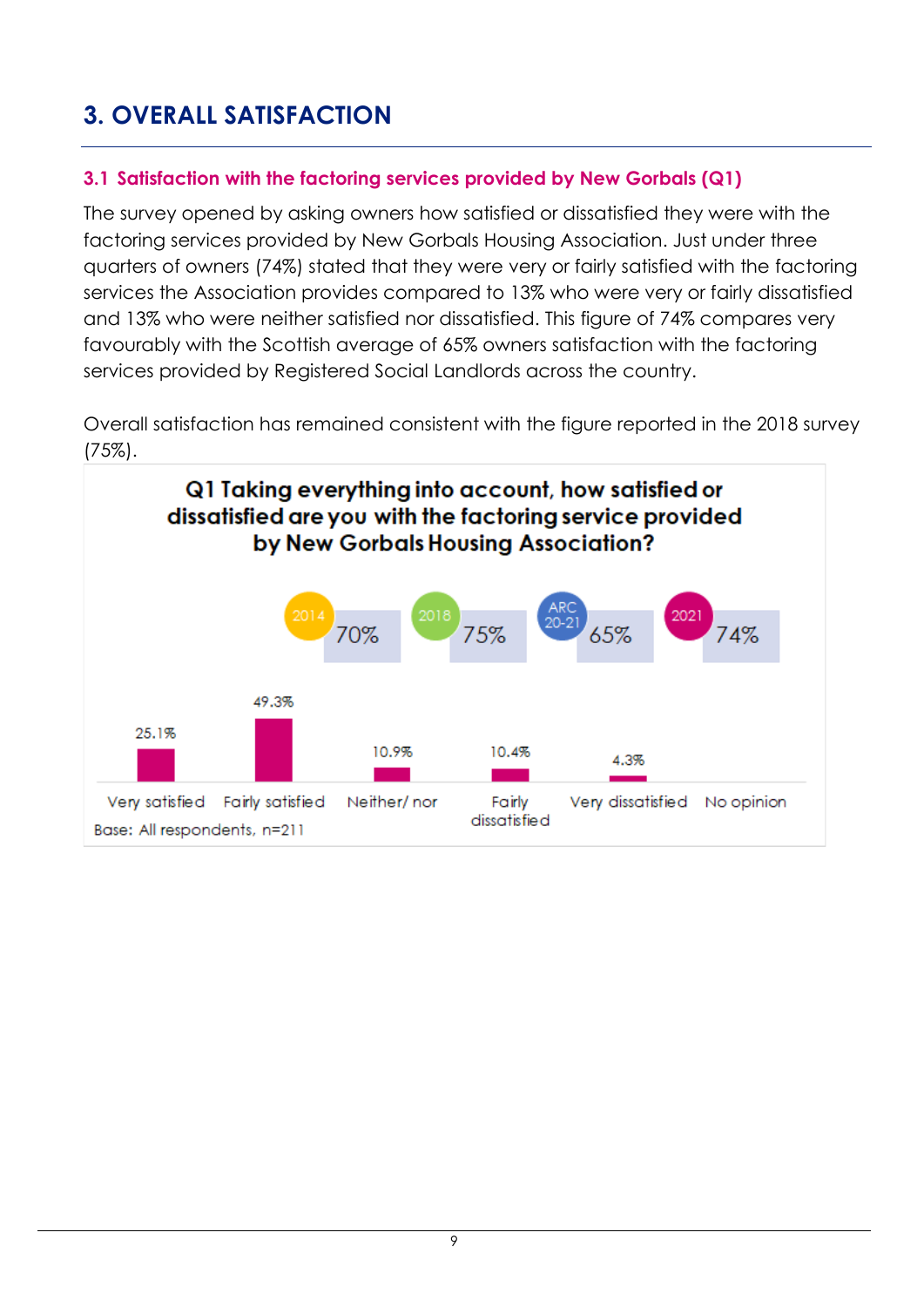# 3. OVERALL SATISFACTION

### 3.1 Satisfaction with the factoring services provided by New Gorbals (Q1)

The survey opened by asking owners how satisfied or dissatisfied they were with the factoring services provided by New Gorbals Housing Association. Just under three quarters of owners (74%) stated that they were very or fairly satisfied with the factoring services the Association provides compared to 13% who were very or fairly dissatisfied and 13% who were neither satisfied nor dissatisfied. This figure of 74% compares very favourably with the Scottish average of 65% owners satisfaction with the factoring services provided by Registered Social Landlords across the country.

Overall satisfaction has remained consistent with the figure reported in the 2018 survey (75%).

**Q1 Taking everything into account, how satisfied or dissatisfied are you with the factoring service provided by New Gorbals Housing Association?**

| 2014 | 2018 | ARC 20-21 | 2021 |
|---|---|---|---|
| 70% | 75% | 65% | 74% |

| Very satisfied | Fairly satisfied | Neither/ nor | Fairly dissatisfied | Very dissatisfied | No opinion |
|---|---|---|---|---|---|
| 25.1% | 49.3% | 10.9% | 10.4% | 4.3% | |

Base: All respondents, n=211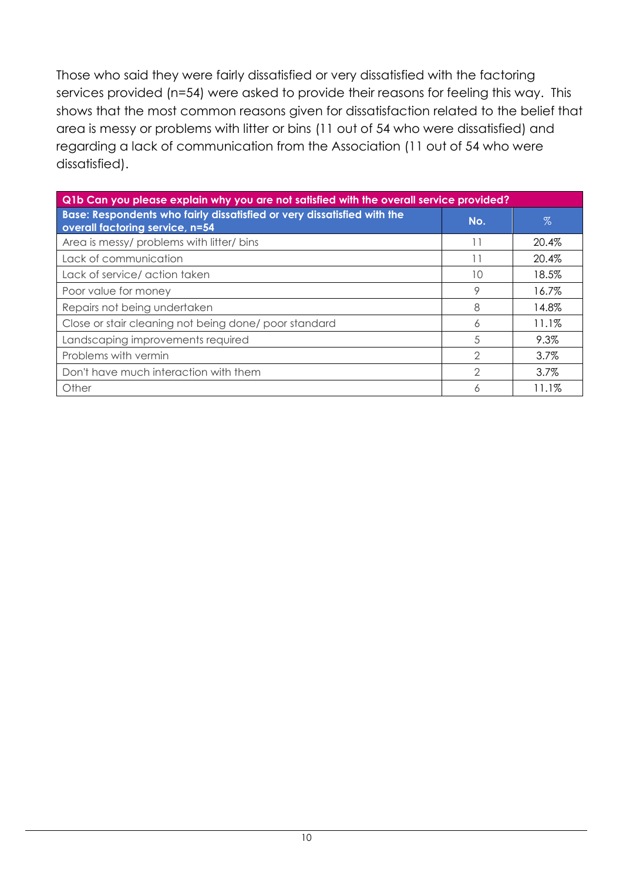Those who said they were fairly dissatisfied or very dissatisfied with the factoring services provided (n=54) were asked to provide their reasons for feeling this way. This shows that the most common reasons given for dissatisfaction related to the belief that area is messy or problems with litter or bins (11 out of 54 who were dissatisfied) and regarding a lack of communication from the Association (11 out of 54 who were dissatisfied).

| **Q1b Can you please explain why you are not satisfied with the overall service provided?** | | |
|---|---|---|
| **Base: Respondents who fairly dissatisfied or very dissatisfied with the overall factoring service, n=54** | **No.** | **%** |
| Area is messy/ problems with litter/ bins | 11 | 20.4% |
| Lack of communication | 11 | 20.4% |
| Lack of service/ action taken | 10 | 18.5% |
| Poor value for money | 9 | 16.7% |
| Repairs not being undertaken | 8 | 14.8% |
| Close or stair cleaning not being done/ poor standard | 6 | 11.1% |
| Landscaping improvements required | 5 | 9.3% |
| Problems with vermin | 2 | 3.7% |
| Don't have much interaction with them | 2 | 3.7% |
| Other | 6 | 11.1% |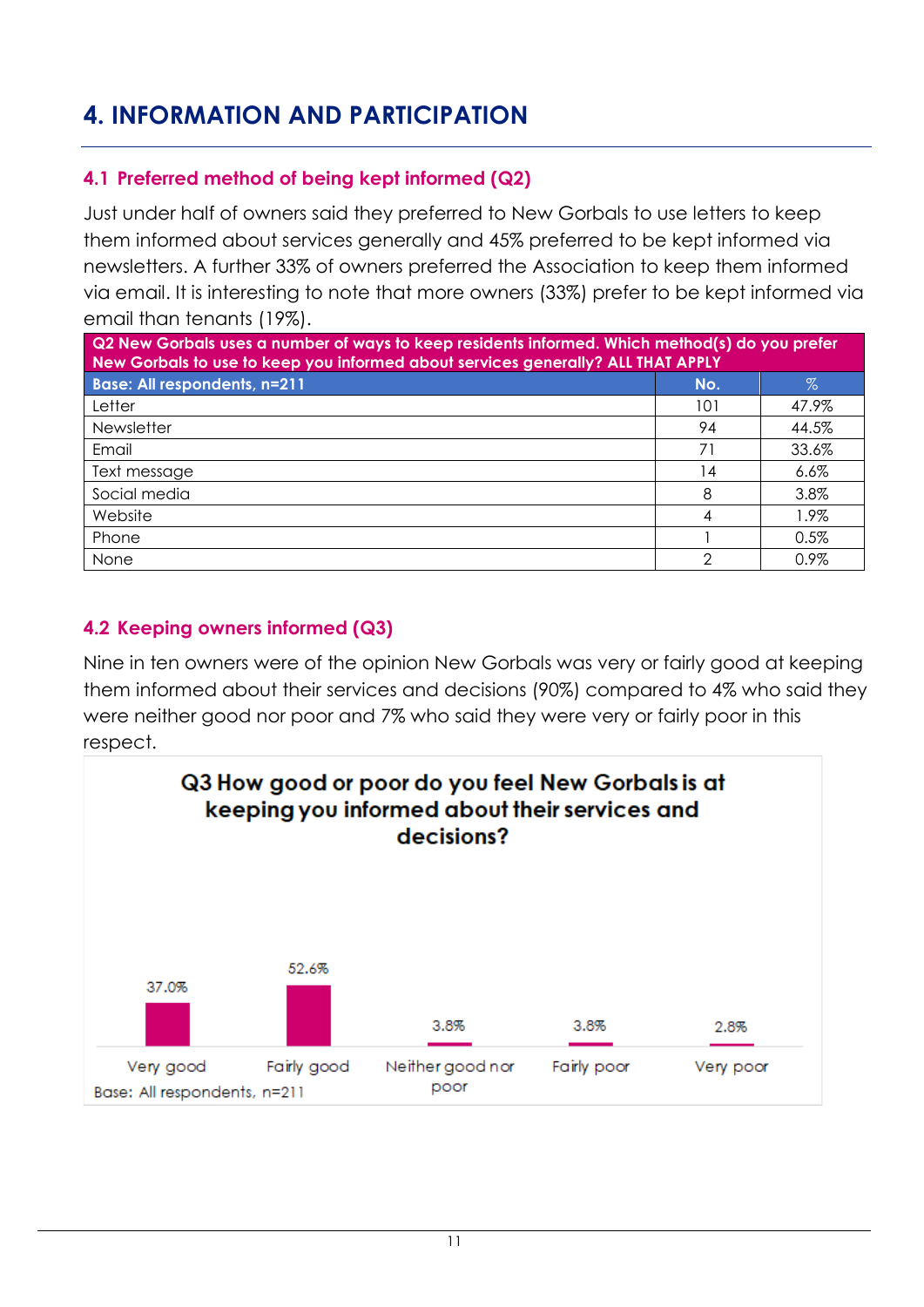# 4. INFORMATION AND PARTICIPATION

## 4.1 Preferred method of being kept informed (Q2)

Just under half of owners said they preferred to New Gorbals to use letters to keep them informed about services generally and 45% preferred to be kept informed via newsletters. A further 33% of owners preferred the Association to keep them informed via email. It is interesting to note that more owners (33%) prefer to be kept informed via email than tenants (19%).

| Q2 New Gorbals uses a number of ways to keep residents informed. Which method(s) do you prefer New Gorbals to use to keep you informed about services generally? ALL THAT APPLY | | |
|---|---|---|
| **Base: All respondents, n=211** | **No.** | **%** |
| Letter | 101 | 47.9% |
| Newsletter | 94 | 44.5% |
| Email | 71 | 33.6% |
| Text message | 14 | 6.6% |
| Social media | 8 | 3.8% |
| Website | 4 | 1.9% |
| Phone | 1 | 0.5% |
| None | 2 | 0.9% |

## 4.2 Keeping owners informed (Q3)

Nine in ten owners were of the opinion New Gorbals was very or fairly good at keeping them informed about their services and decisions (90%) compared to 4% who said they were neither good nor poor and 7% who said they were very or fairly poor in this respect.

**Q3 How good or poor do you feel New Gorbals is at keeping you informed about their services and decisions?**

| Very good | Fairly good | Neither good nor poor | Fairly poor | Very poor |
|---|---|---|---|---|
| 37.0% | 52.6% | 3.8% | 3.8% | 2.8% |

Base: All respondents, n=211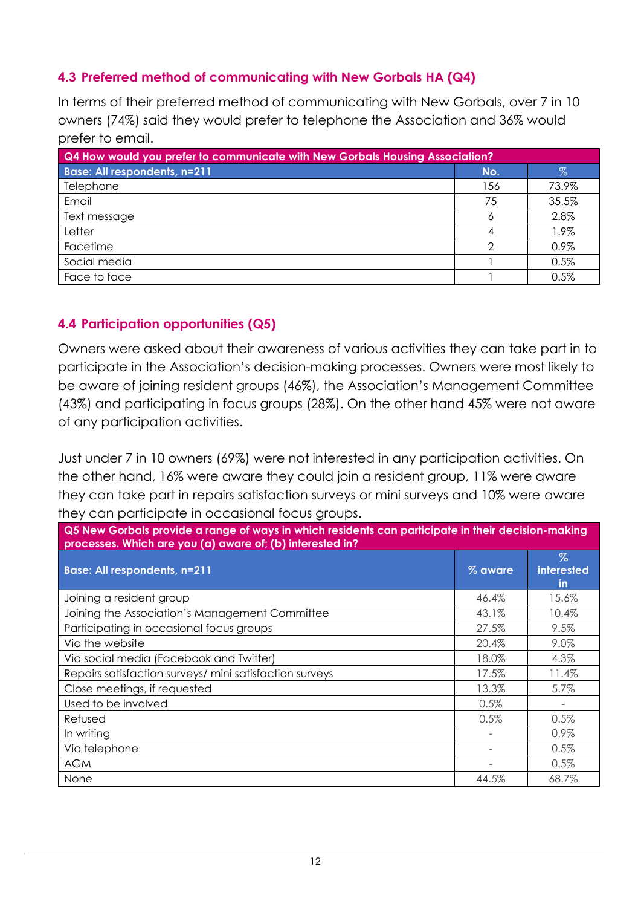## 4.3 Preferred method of communicating with New Gorbals HA (Q4)

In terms of their preferred method of communicating with New Gorbals, over 7 in 10 owners (74%) said they would prefer to telephone the Association and 36% would prefer to email.

| Q4 How would you prefer to communicate with New Gorbals Housing Association? | | |
|---|---|---|
| **Base: All respondents, n=211** | **No.** | **%** |
| Telephone | 156 | 73.9% |
| Email | 75 | 35.5% |
| Text message | 6 | 2.8% |
| Letter | 4 | 1.9% |
| Facetime | 2 | 0.9% |
| Social media | 1 | 0.5% |
| Face to face | 1 | 0.5% |

## 4.4 Participation opportunities (Q5)

Owners were asked about their awareness of various activities they can take part in to participate in the Association's decision-making processes. Owners were most likely to be aware of joining resident groups (46%), the Association's Management Committee (43%) and participating in focus groups (28%). On the other hand 45% were not aware of any participation activities.

Just under 7 in 10 owners (69%) were not interested in any participation activities. On the other hand, 16% were aware they could join a resident group, 11% were aware they can take part in repairs satisfaction surveys or mini surveys and 10% were aware they can participate in occasional focus groups.

| Q5 New Gorbals provide a range of ways in which residents can participate in their decision-making processes. Which are you (a) aware of; (b) interested in? | | |
|---|---|---|
| **Base: All respondents, n=211** | **% aware** | **% interested in** |
| Joining a resident group | 46.4% | 15.6% |
| Joining the Association's Management Committee | 43.1% | 10.4% |
| Participating in occasional focus groups | 27.5% | 9.5% |
| Via the website | 20.4% | 9.0% |
| Via social media (Facebook and Twitter) | 18.0% | 4.3% |
| Repairs satisfaction surveys/ mini satisfaction surveys | 17.5% | 11.4% |
| Close meetings, if requested | 13.3% | 5.7% |
| Used to be involved | 0.5% | - |
| Refused | 0.5% | 0.5% |
| In writing | - | 0.9% |
| Via telephone | - | 0.5% |
| AGM | - | 0.5% |
| None | 44.5% | 68.7% |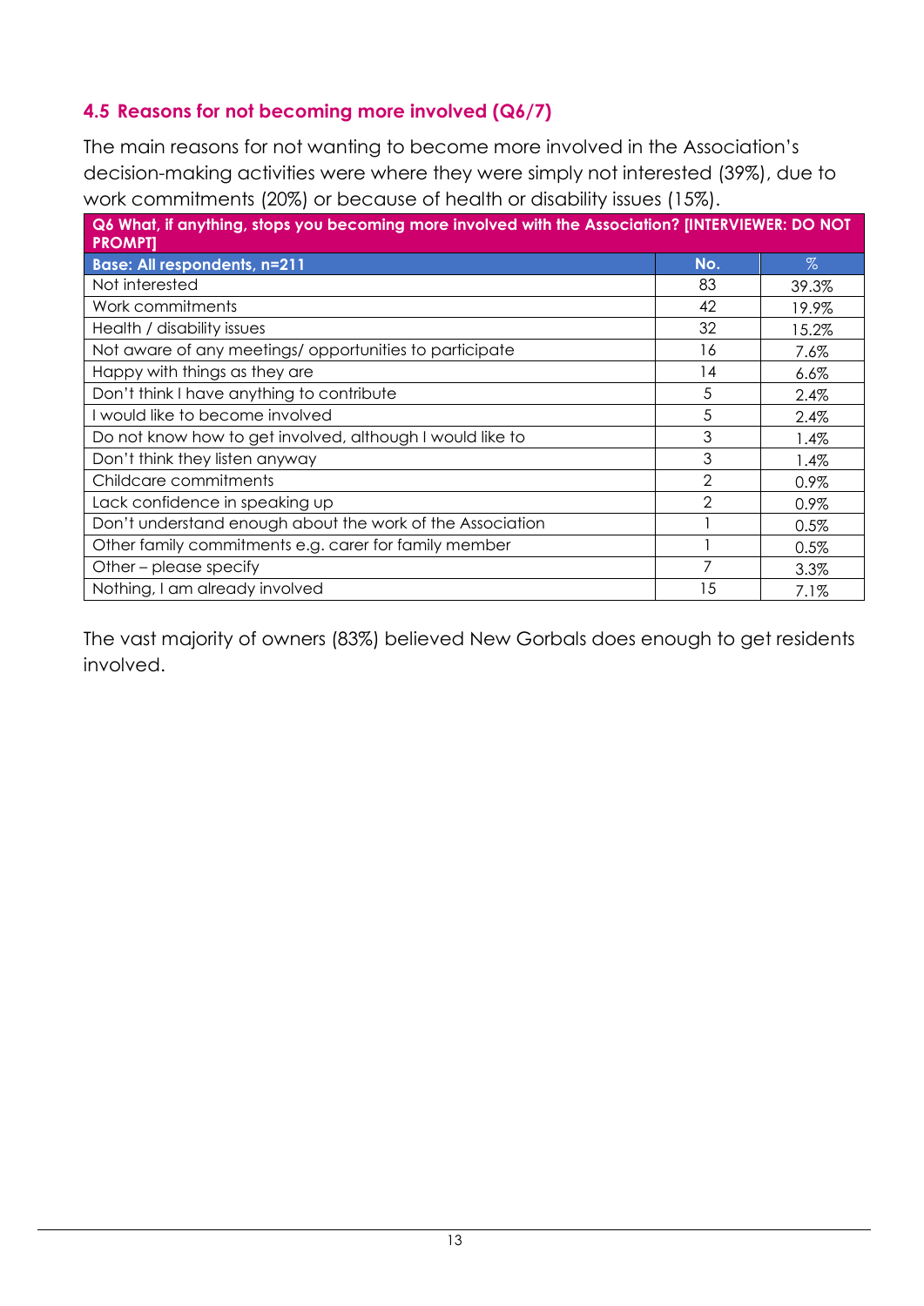### 4.5 Reasons for not becoming more involved (Q6/7)

The main reasons for not wanting to become more involved in the Association's decision-making activities were where they were simply not interested (39%), due to work commitments (20%) or because of health or disability issues (15%).

| Q6 What, if anything, stops you becoming more involved with the Association? [INTERVIEWER: DO NOT PROMPT] | | |
|---|---|---|
| **Base: All respondents, n=211** | **No.** | **%** |
| Not interested | 83 | 39.3% |
| Work commitments | 42 | 19.9% |
| Health / disability issues | 32 | 15.2% |
| Not aware of any meetings/ opportunities to participate | 16 | 7.6% |
| Happy with things as they are | 14 | 6.6% |
| Don't think I have anything to contribute | 5 | 2.4% |
| I would like to become involved | 5 | 2.4% |
| Do not know how to get involved, although I would like to | 3 | 1.4% |
| Don't think they listen anyway | 3 | 1.4% |
| Childcare commitments | 2 | 0.9% |
| Lack confidence in speaking up | 2 | 0.9% |
| Don't understand enough about the work of the Association | 1 | 0.5% |
| Other family commitments e.g. carer for family member | 1 | 0.5% |
| Other – please specify | 7 | 3.3% |
| Nothing, I am already involved | 15 | 7.1% |

The vast majority of owners (83%) believed New Gorbals does enough to get residents involved.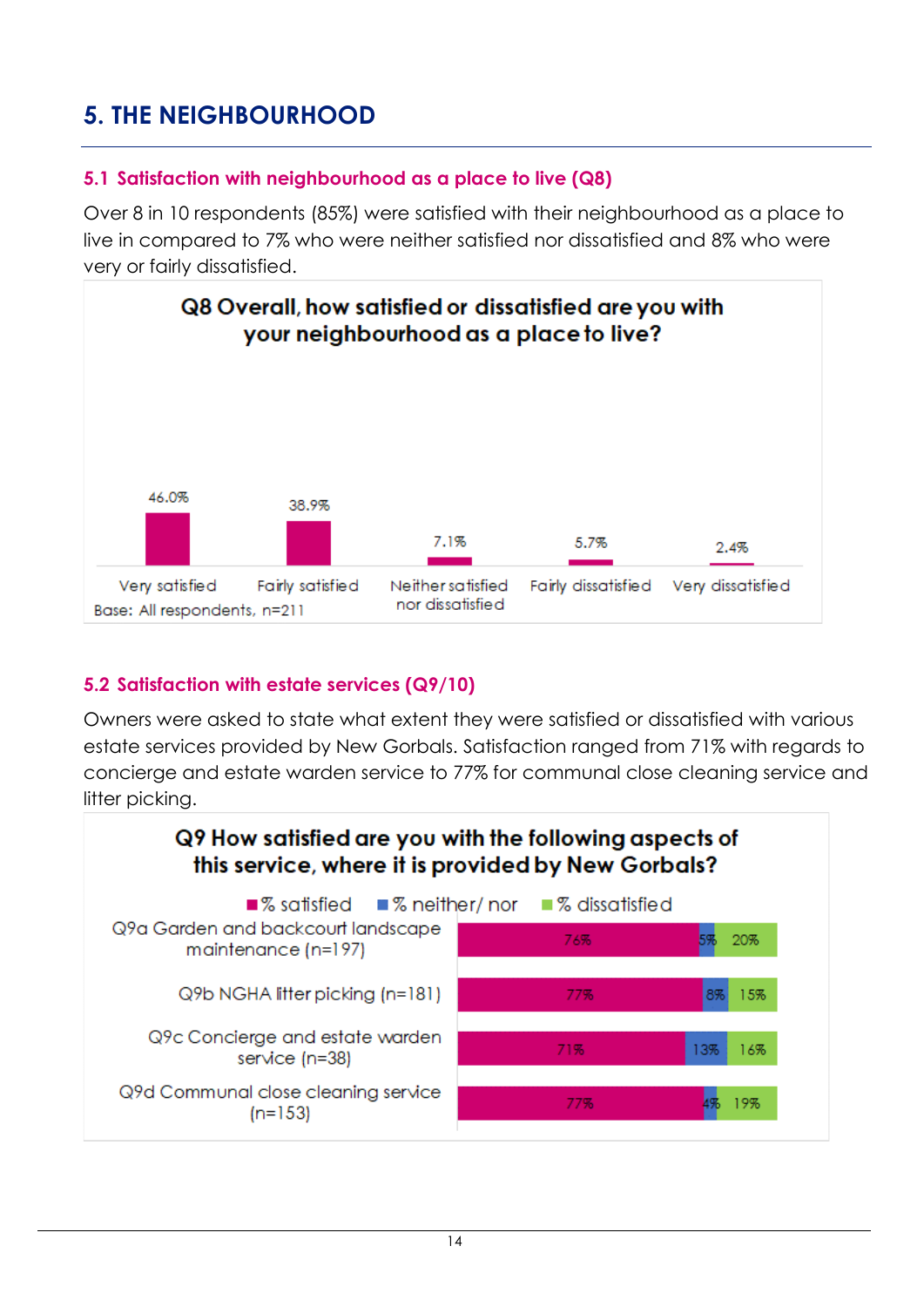# 5. THE NEIGHBOURHOOD

## 5.1 Satisfaction with neighbourhood as a place to live (Q8)

Over 8 in 10 respondents (85%) were satisfied with their neighbourhood as a place to live in compared to 7% who were neither satisfied nor dissatisfied and 8% who were very or fairly dissatisfied.

**Q8 Overall, how satisfied or dissatisfied are you with your neighbourhood as a place to live?**

| Very satisfied | Fairly satisfied | Neither satisfied nor dissatisfied | Fairly dissatisfied | Very dissatisfied |
|---|---|---|---|---|
| 46.0% | 38.9% | 7.1% | 5.7% | 2.4% |

Base: All respondents, n=211

## 5.2 Satisfaction with estate services (Q9/10)

Owners were asked to state what extent they were satisfied or dissatisfied with various estate services provided by New Gorbals. Satisfaction ranged from 71% with regards to concierge and estate warden service to 77% for communal close cleaning service and litter picking.

**Q9 How satisfied are you with the following aspects of this service, where it is provided by New Gorbals?**

| | % satisfied | % neither/ nor | % dissatisfied |
|---|---|---|---|
| Q9a Garden and backcourt landscape maintenance (n=197) | 76% | 5% | 20% |
| Q9b NGHA litter picking (n=181) | 77% | 8% | 15% |
| Q9c Concierge and estate warden service (n=38) | 71% | 13% | 16% |
| Q9d Communal close cleaning service (n=153) | 77% | 4% | 19% |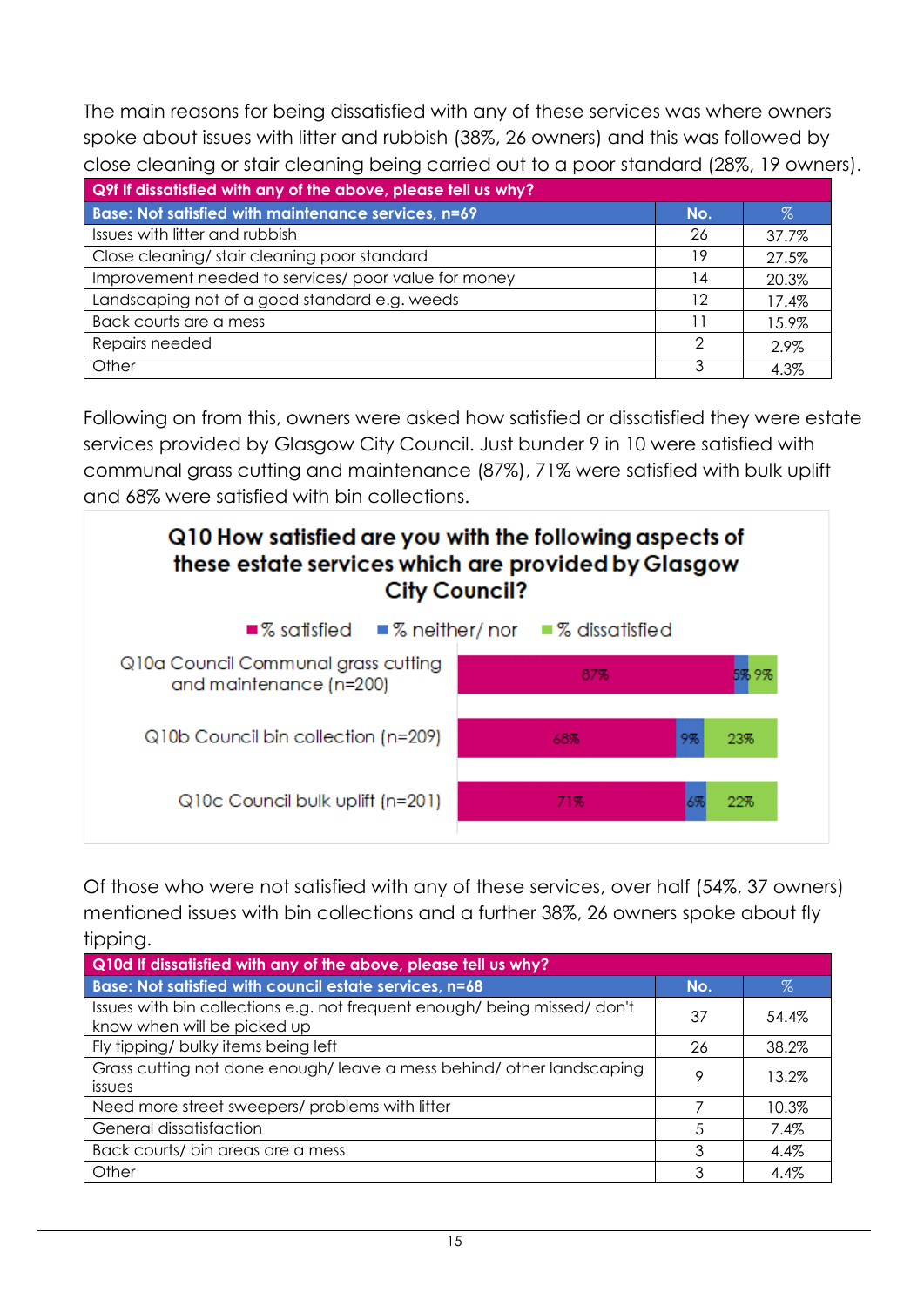The main reasons for being dissatisfied with any of these services was where owners spoke about issues with litter and rubbish (38%, 26 owners) and this was followed by close cleaning or stair cleaning being carried out to a poor standard (28%, 19 owners).

| Q9f If dissatisfied with any of the above, please tell us why? | | |
|---|---|---|
| **Base: Not satisfied with maintenance services, n=69** | **No.** | **%** |
| Issues with litter and rubbish | 26 | 37.7% |
| Close cleaning/ stair cleaning poor standard | 19 | 27.5% |
| Improvement needed to services/ poor value for money | 14 | 20.3% |
| Landscaping not of a good standard e.g. weeds | 12 | 17.4% |
| Back courts are a mess | 11 | 15.9% |
| Repairs needed | 2 | 2.9% |
| Other | 3 | 4.3% |

Following on from this, owners were asked how satisfied or dissatisfied they were estate services provided by Glasgow City Council. Just bunder 9 in 10 were satisfied with communal grass cutting and maintenance (87%), 71% were satisfied with bulk uplift and 68% were satisfied with bin collections.

**Q10 How satisfied are you with the following aspects of these estate services which are provided by Glasgow City Council?**

| | % satisfied | % neither/ nor | % dissatisfied |
|---|---|---|---|
| Q10a Council Communal grass cutting and maintenance (n=200) | 87% | 5% | 9% |
| Q10b Council bin collection (n=209) | 68% | 9% | 23% |
| Q10c Council bulk uplift (n=201) | 71% | 6% | 22% |

Of those who were not satisfied with any of these services, over half (54%, 37 owners) mentioned issues with bin collections and a further 38%, 26 owners spoke about fly tipping.

| Q10d If dissatisfied with any of the above, please tell us why? | | |
|---|---|---|
| **Base: Not satisfied with council estate services, n=68** | **No.** | **%** |
| Issues with bin collections e.g. not frequent enough/ being missed/ don't know when will be picked up | 37 | 54.4% |
| Fly tipping/ bulky items being left | 26 | 38.2% |
| Grass cutting not done enough/ leave a mess behind/ other landscaping issues | 9 | 13.2% |
| Need more street sweepers/ problems with litter | 7 | 10.3% |
| General dissatisfaction | 5 | 7.4% |
| Back courts/ bin areas are a mess | 3 | 4.4% |
| Other | 3 | 4.4% |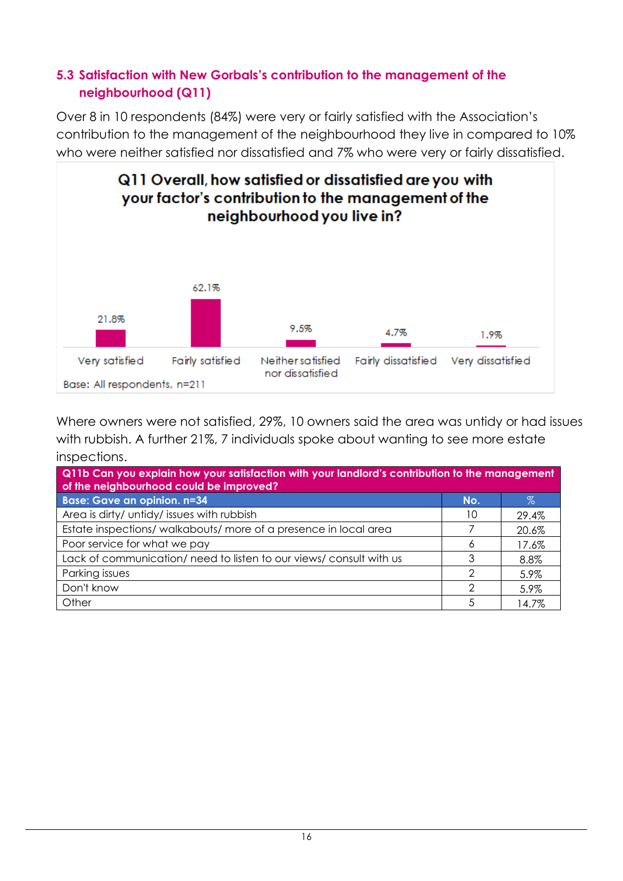## 5.3 Satisfaction with New Gorbals's contribution to the management of the neighbourhood (Q11)

Over 8 in 10 respondents (84%) were very or fairly satisfied with the Association's contribution to the management of the neighbourhood they live in compared to 10% who were neither satisfied nor dissatisfied and 7% who were very or fairly dissatisfied.

**Q11 Overall, how satisfied or dissatisfied are you with your factor's contribution to the management of the neighbourhood you live in?**

| Very satisfied | Fairly satisfied | Neither satisfied nor dissatisfied | Fairly dissatisfied | Very dissatisfied |
|---|---|---|---|---|
| 21.8% | 62.1% | 9.5% | 4.7% | 1.9% |

Base: All respondents, n=211

Where owners were not satisfied, 29%, 10 owners said the area was untidy or had issues with rubbish. A further 21%, 7 individuals spoke about wanting to see more estate inspections.

| Q11b Can you explain how your satisfaction with your landlord's contribution to the management of the neighbourhood could be improved? | | |
|---|---|---|
| **Base: Gave an opinion. n=34** | **No.** | **%** |
| Area is dirty/ untidy/ issues with rubbish | 10 | 29.4% |
| Estate inspections/ walkabouts/ more of a presence in local area | 7 | 20.6% |
| Poor service for what we pay | 6 | 17.6% |
| Lack of communication/ need to listen to our views/ consult with us | 3 | 8.8% |
| Parking issues | 2 | 5.9% |
| Don't know | 2 | 5.9% |
| Other | 5 | 14.7% |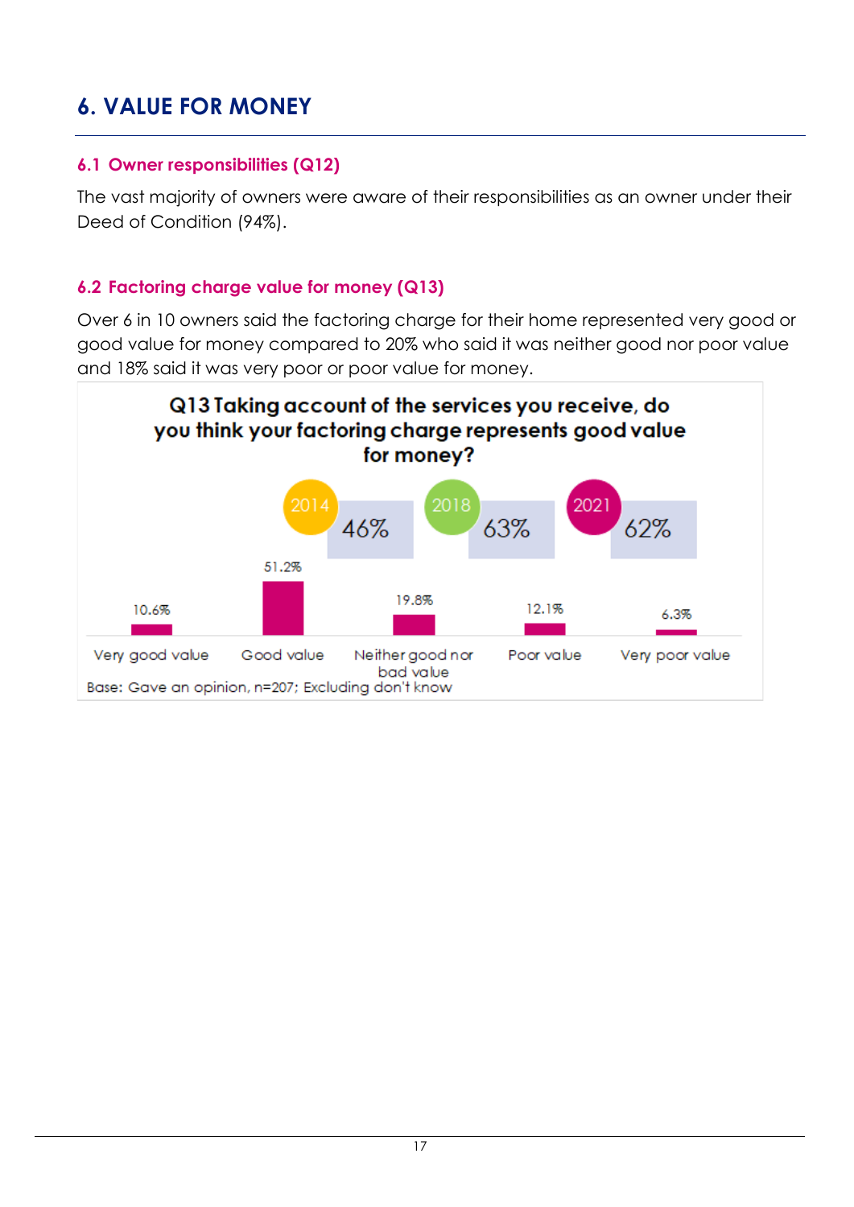# 6. VALUE FOR MONEY

## 6.1 Owner responsibilities (Q12)

The vast majority of owners were aware of their responsibilities as an owner under their Deed of Condition (94%).

## 6.2 Factoring charge value for money (Q13)

Over 6 in 10 owners said the factoring charge for their home represented very good or good value for money compared to 20% who said it was neither good nor poor value and 18% said it was very poor or poor value for money.

**Q13 Taking account of the services you receive, do you think your factoring charge represents good value for money?**

| 2014 | 2018 | 2021 |
| --- | --- | --- |
| 46% | 63% | 62% |

| Very good value | Good value | Neither good nor bad value | Poor value | Very poor value |
| --- | --- | --- | --- | --- |
| 10.6% | 51.2% | 19.8% | 12.1% | 6.3% |

Base: Gave an opinion, n=207; Excluding don't know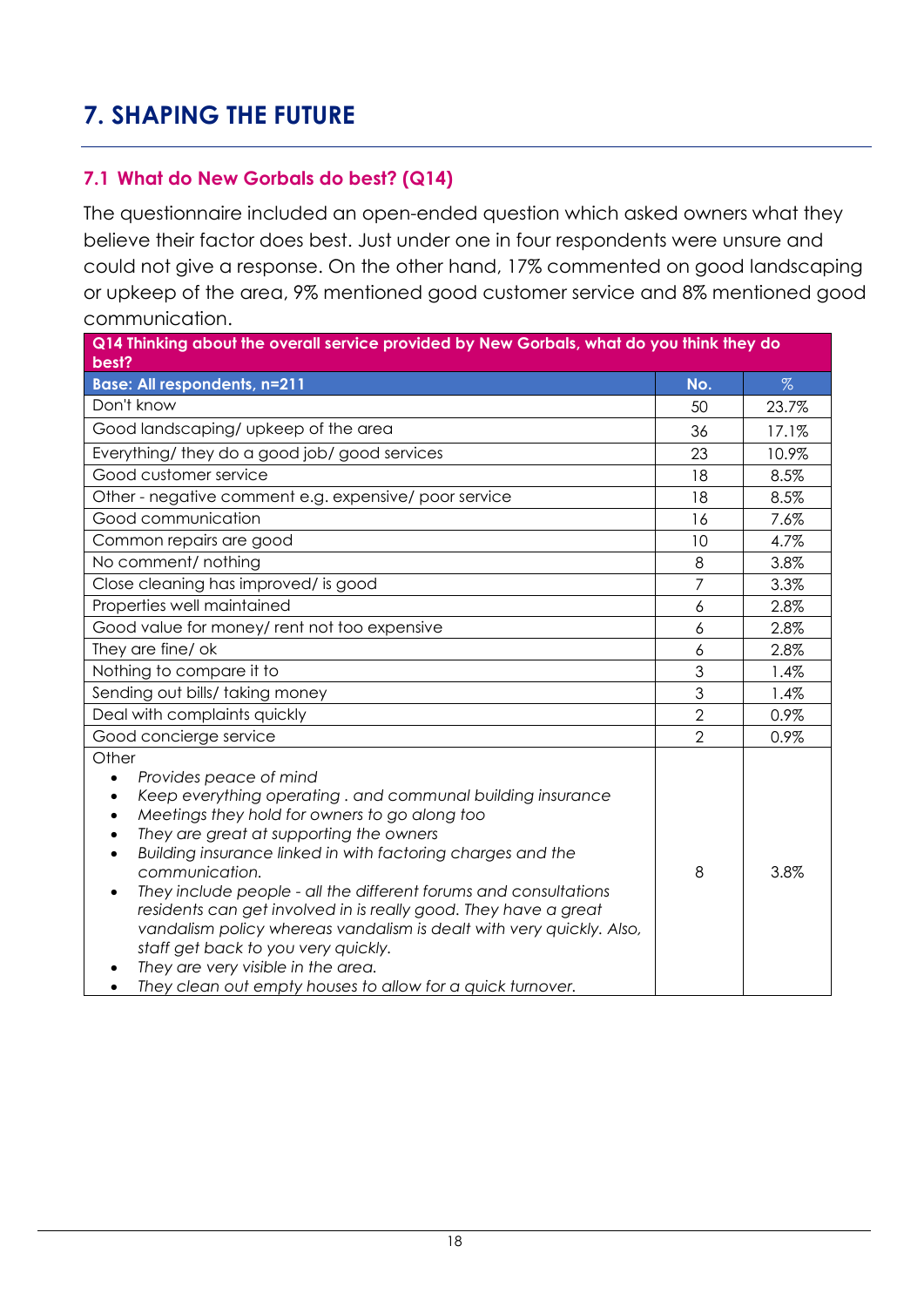# 7. SHAPING THE FUTURE

## 7.1 What do New Gorbals do best? (Q14)

The questionnaire included an open-ended question which asked owners what they believe their factor does best. Just under one in four respondents were unsure and could not give a response. On the other hand, 17% commented on good landscaping or upkeep of the area, 9% mentioned good customer service and 8% mentioned good communication.

| **Q14 Thinking about the overall service provided by New Gorbals, what do you think they do best?** | | |
|---|---|---|
| **Base: All respondents, n=211** | **No.** | **%** |
| Don't know | 50 | 23.7% |
| Good landscaping/ upkeep of the area | 36 | 17.1% |
| Everything/ they do a good job/ good services | 23 | 10.9% |
| Good customer service | 18 | 8.5% |
| Other - negative comment e.g. expensive/ poor service | 18 | 8.5% |
| Good communication | 16 | 7.6% |
| Common repairs are good | 10 | 4.7% |
| No comment/ nothing | 8 | 3.8% |
| Close cleaning has improved/ is good | 7 | 3.3% |
| Properties well maintained | 6 | 2.8% |
| Good value for money/ rent not too expensive | 6 | 2.8% |
| They are fine/ ok | 6 | 2.8% |
| Nothing to compare it to | 3 | 1.4% |
| Sending out bills/ taking money | 3 | 1.4% |
| Deal with complaints quickly | 2 | 0.9% |
| Good concierge service | 2 | 0.9% |
| Other<br>• *Provides peace of mind*<br>• *Keep everything operating . and communal building insurance*<br>• *Meetings they hold for owners to go along too*<br>• *They are great at supporting the owners*<br>• *Building insurance linked in with factoring charges and the communication.*<br>• *They include people - all the different forums and consultations residents can get involved in is really good. They have a great vandalism policy whereas vandalism is dealt with very quickly. Also, staff get back to you very quickly.*<br>• *They are very visible in the area.*<br>• *They clean out empty houses to allow for a quick turnover.* | 8 | 3.8% |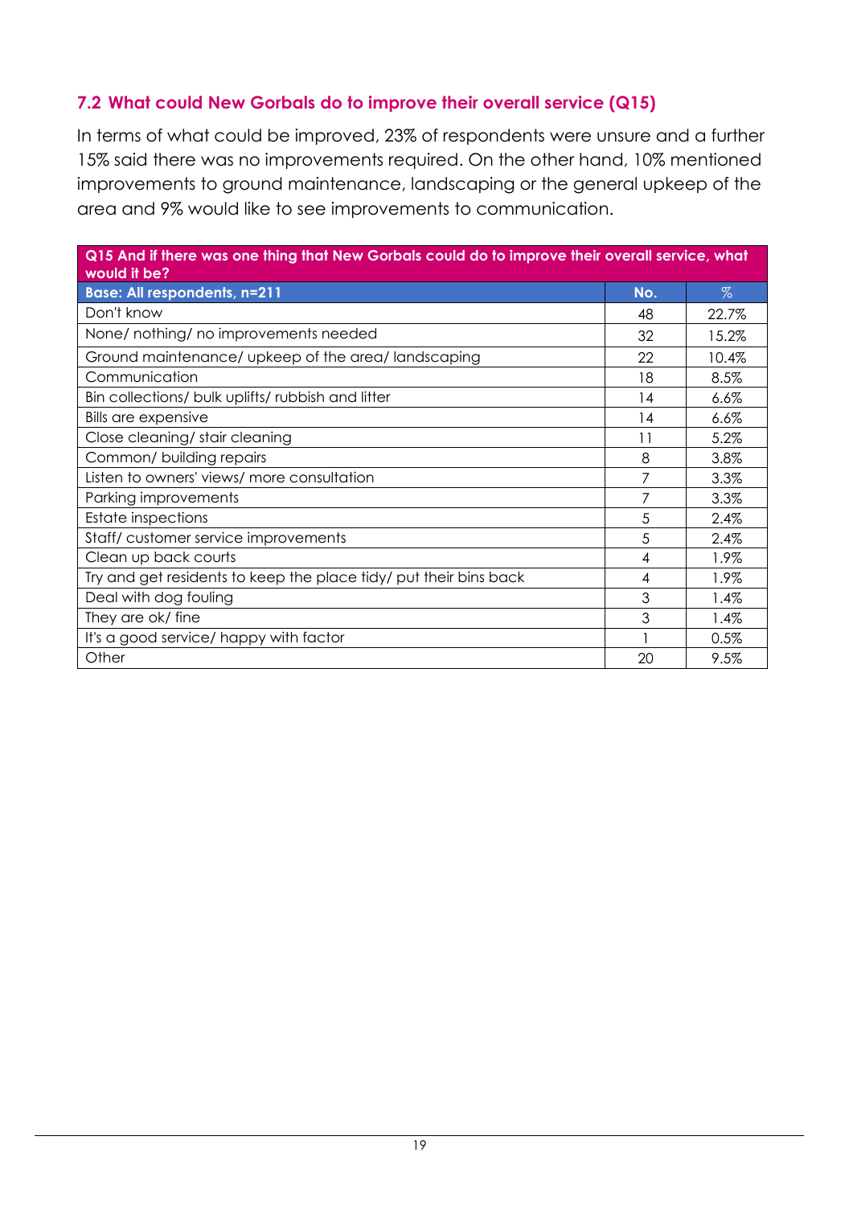## 7.2 What could New Gorbals do to improve their overall service (Q15)

In terms of what could be improved, 23% of respondents were unsure and a further 15% said there was no improvements required. On the other hand, 10% mentioned improvements to ground maintenance, landscaping or the general upkeep of the area and 9% would like to see improvements to communication.

| Q15 And if there was one thing that New Gorbals could do to improve their overall service, what would it be? | | |
|---|---|---|
| **Base: All respondents, n=211** | **No.** | **%** |
| Don't know | 48 | 22.7% |
| None/ nothing/ no improvements needed | 32 | 15.2% |
| Ground maintenance/ upkeep of the area/ landscaping | 22 | 10.4% |
| Communication | 18 | 8.5% |
| Bin collections/ bulk uplifts/ rubbish and litter | 14 | 6.6% |
| Bills are expensive | 14 | 6.6% |
| Close cleaning/ stair cleaning | 11 | 5.2% |
| Common/ building repairs | 8 | 3.8% |
| Listen to owners' views/ more consultation | 7 | 3.3% |
| Parking improvements | 7 | 3.3% |
| Estate inspections | 5 | 2.4% |
| Staff/ customer service improvements | 5 | 2.4% |
| Clean up back courts | 4 | 1.9% |
| Try and get residents to keep the place tidy/ put their bins back | 4 | 1.9% |
| Deal with dog fouling | 3 | 1.4% |
| They are ok/ fine | 3 | 1.4% |
| It's a good service/ happy with factor | 1 | 0.5% |
| Other | 20 | 9.5% |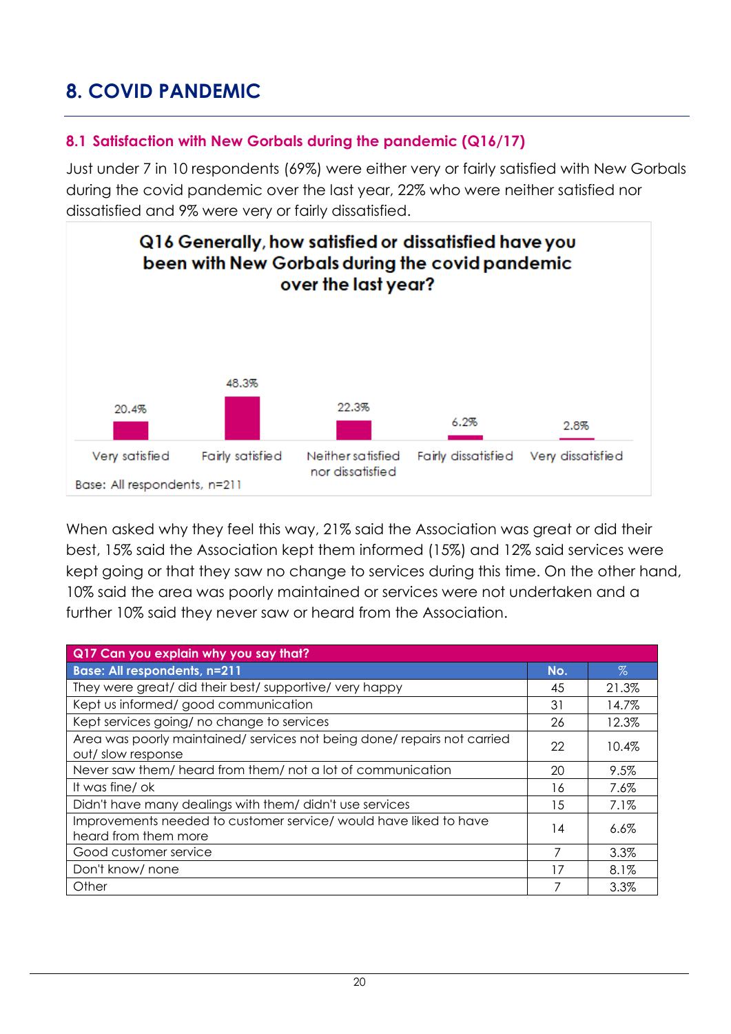# 8. COVID PANDEMIC

## 8.1 Satisfaction with New Gorbals during the pandemic (Q16/17)

Just under 7 in 10 respondents (69%) were either very or fairly satisfied with New Gorbals during the covid pandemic over the last year, 22% who were neither satisfied nor dissatisfied and 9% were very or fairly dissatisfied.

**Q16 Generally, how satisfied or dissatisfied have you been with New Gorbals during the covid pandemic over the last year?**

| Response | % |
|---|---|
| Very satisfied | 20.4% |
| Fairly satisfied | 48.3% |
| Neither satisfied nor dissatisfied | 22.3% |
| Fairly dissatisfied | 6.2% |
| Very dissatisfied | 2.8% |

Base: All respondents, n=211

When asked why they feel this way, 21% said the Association was great or did their best, 15% said the Association kept them informed (15%) and 12% said services were kept going or that they saw no change to services during this time. On the other hand, 10% said the area was poorly maintained or services were not undertaken and a further 10% said they never saw or heard from the Association.

| Q17 Can you explain why you say that? | | |
|---|---|---|
| **Base: All respondents, n=211** | **No.** | **%** |
| They were great/ did their best/ supportive/ very happy | 45 | 21.3% |
| Kept us informed/ good communication | 31 | 14.7% |
| Kept services going/ no change to services | 26 | 12.3% |
| Area was poorly maintained/ services not being done/ repairs not carried out/ slow response | 22 | 10.4% |
| Never saw them/ heard from them/ not a lot of communication | 20 | 9.5% |
| It was fine/ ok | 16 | 7.6% |
| Didn't have many dealings with them/ didn't use services | 15 | 7.1% |
| Improvements needed to customer service/ would have liked to have heard from them more | 14 | 6.6% |
| Good customer service | 7 | 3.3% |
| Don't know/ none | 17 | 8.1% |
| Other | 7 | 3.3% |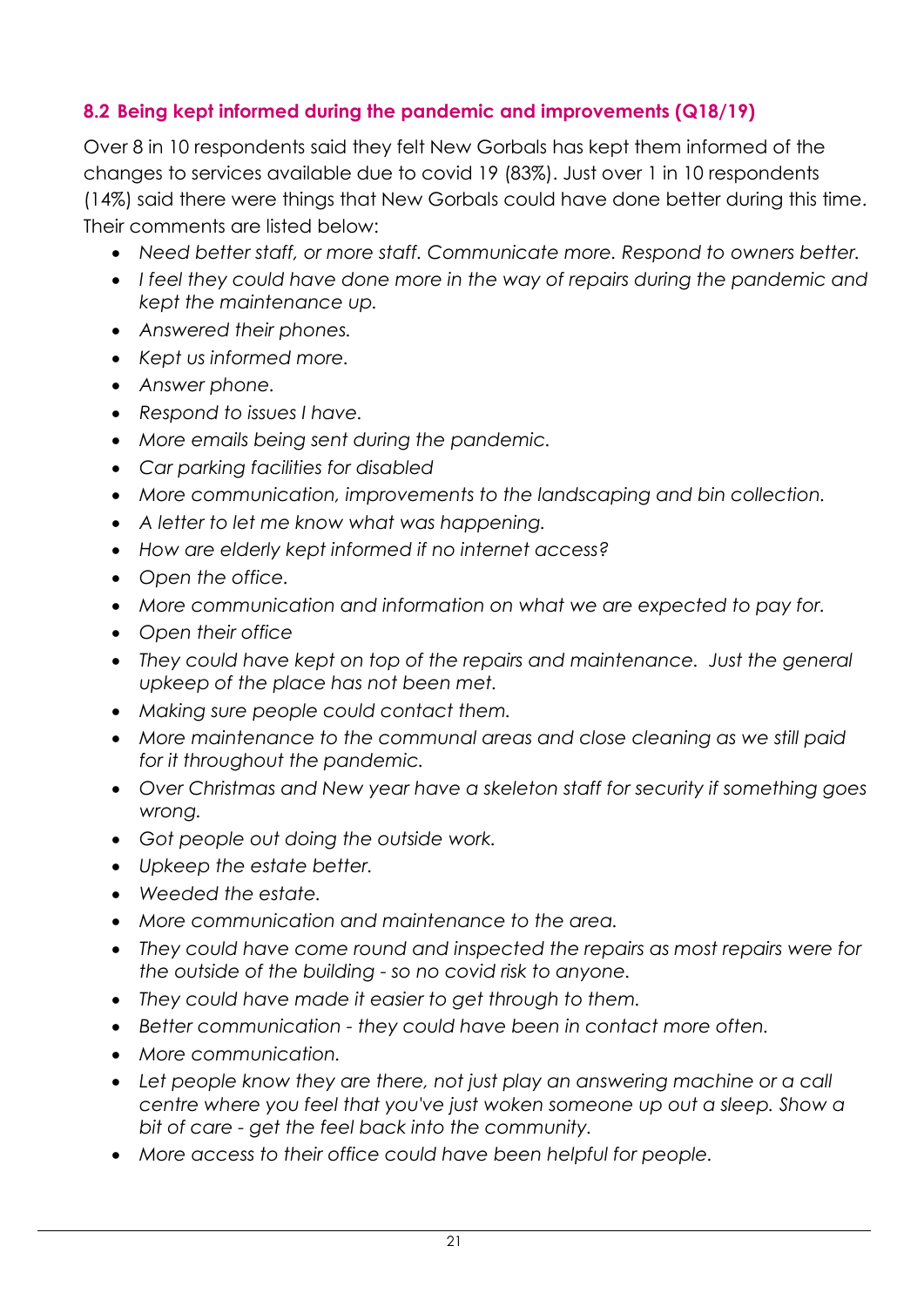### 8.2 Being kept informed during the pandemic and improvements (Q18/19)

Over 8 in 10 respondents said they felt New Gorbals has kept them informed of the changes to services available due to covid 19 (83%). Just over 1 in 10 respondents (14%) said there were things that New Gorbals could have done better during this time. Their comments are listed below:

- *Need better staff, or more staff. Communicate more. Respond to owners better.*
- *I feel they could have done more in the way of repairs during the pandemic and kept the maintenance up.*
- *Answered their phones.*
- *Kept us informed more.*
- *Answer phone.*
- *Respond to issues I have.*
- *More emails being sent during the pandemic.*
- *Car parking facilities for disabled*
- *More communication, improvements to the landscaping and bin collection.*
- *A letter to let me know what was happening.*
- *How are elderly kept informed if no internet access?*
- *Open the office.*
- *More communication and information on what we are expected to pay for.*
- *Open their office*
- *They could have kept on top of the repairs and maintenance. Just the general upkeep of the place has not been met.*
- *Making sure people could contact them.*
- *More maintenance to the communal areas and close cleaning as we still paid for it throughout the pandemic.*
- *Over Christmas and New year have a skeleton staff for security if something goes wrong.*
- *Got people out doing the outside work.*
- *Upkeep the estate better.*
- *Weeded the estate.*
- *More communication and maintenance to the area.*
- *They could have come round and inspected the repairs as most repairs were for the outside of the building - so no covid risk to anyone.*
- *They could have made it easier to get through to them.*
- *Better communication - they could have been in contact more often.*
- *More communication.*
- *Let people know they are there, not just play an answering machine or a call centre where you feel that you've just woken someone up out a sleep. Show a bit of care - get the feel back into the community.*
- *More access to their office could have been helpful for people.*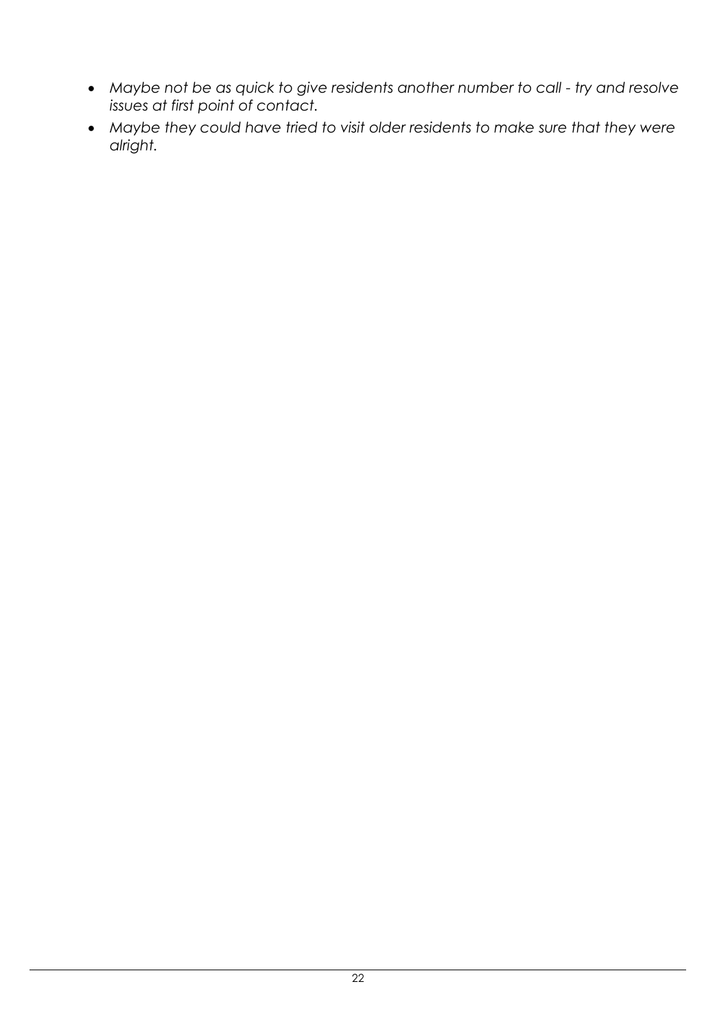- *Maybe not be as quick to give residents another number to call - try and resolve issues at first point of contact.*
- *Maybe they could have tried to visit older residents to make sure that they were alright.*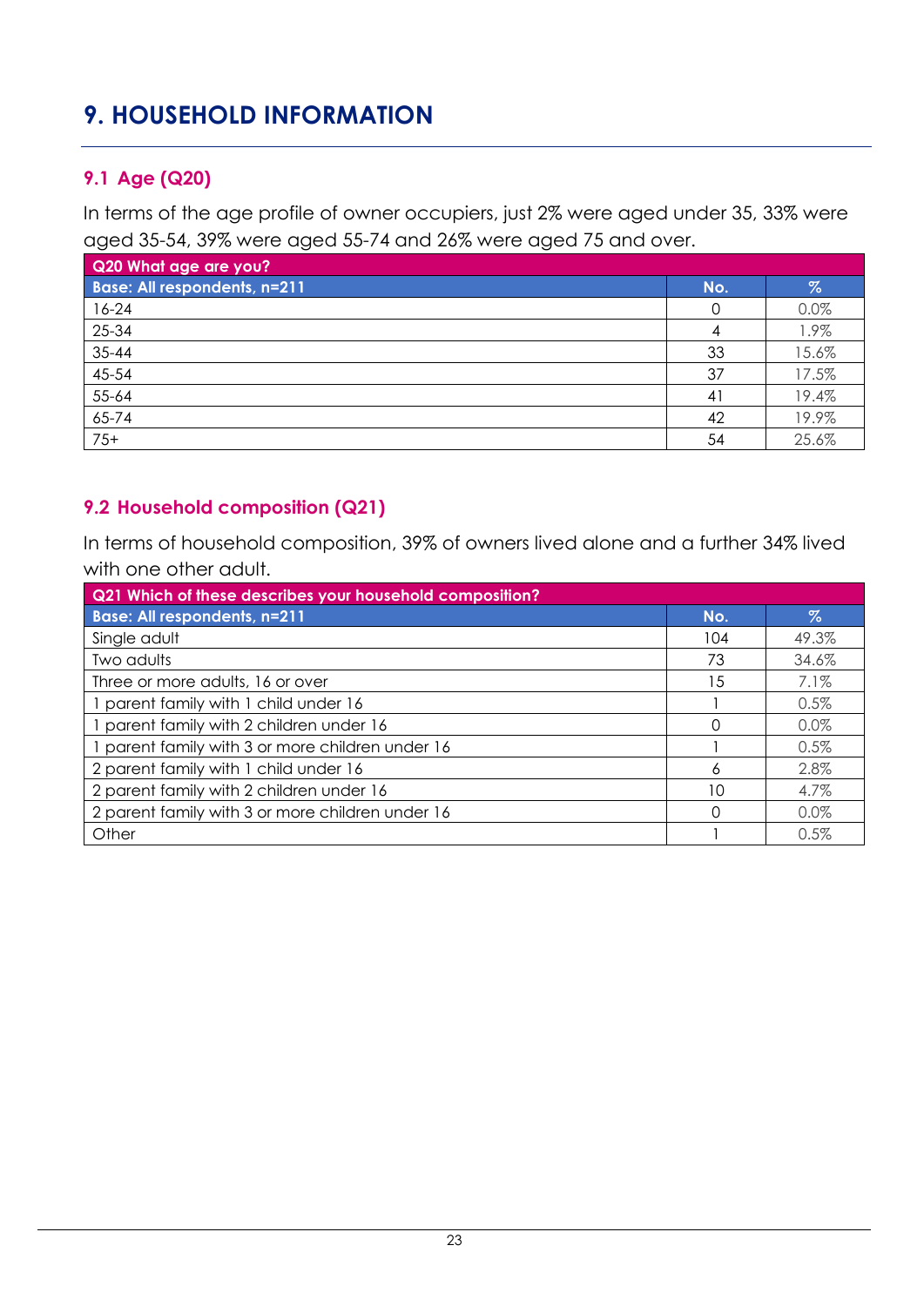# 9. HOUSEHOLD INFORMATION

## 9.1 Age (Q20)

In terms of the age profile of owner occupiers, just 2% were aged under 35, 33% were aged 35-54, 39% were aged 55-74 and 26% were aged 75 and over.

| Q20 What age are you? | | |
|---|---|---|
| **Base: All respondents, n=211** | **No.** | **%** |
| 16-24 | 0 | 0.0% |
| 25-34 | 4 | 1.9% |
| 35-44 | 33 | 15.6% |
| 45-54 | 37 | 17.5% |
| 55-64 | 41 | 19.4% |
| 65-74 | 42 | 19.9% |
| 75+ | 54 | 25.6% |

## 9.2 Household composition (Q21)

In terms of household composition, 39% of owners lived alone and a further 34% lived with one other adult.

| Q21 Which of these describes your household composition? | | |
|---|---|---|
| **Base: All respondents, n=211** | **No.** | **%** |
| Single adult | 104 | 49.3% |
| Two adults | 73 | 34.6% |
| Three or more adults, 16 or over | 15 | 7.1% |
| 1 parent family with 1 child under 16 | 1 | 0.5% |
| 1 parent family with 2 children under 16 | 0 | 0.0% |
| 1 parent family with 3 or more children under 16 | 1 | 0.5% |
| 2 parent family with 1 child under 16 | 6 | 2.8% |
| 2 parent family with 2 children under 16 | 10 | 4.7% |
| 2 parent family with 3 or more children under 16 | 0 | 0.0% |
| Other | 1 | 0.5% |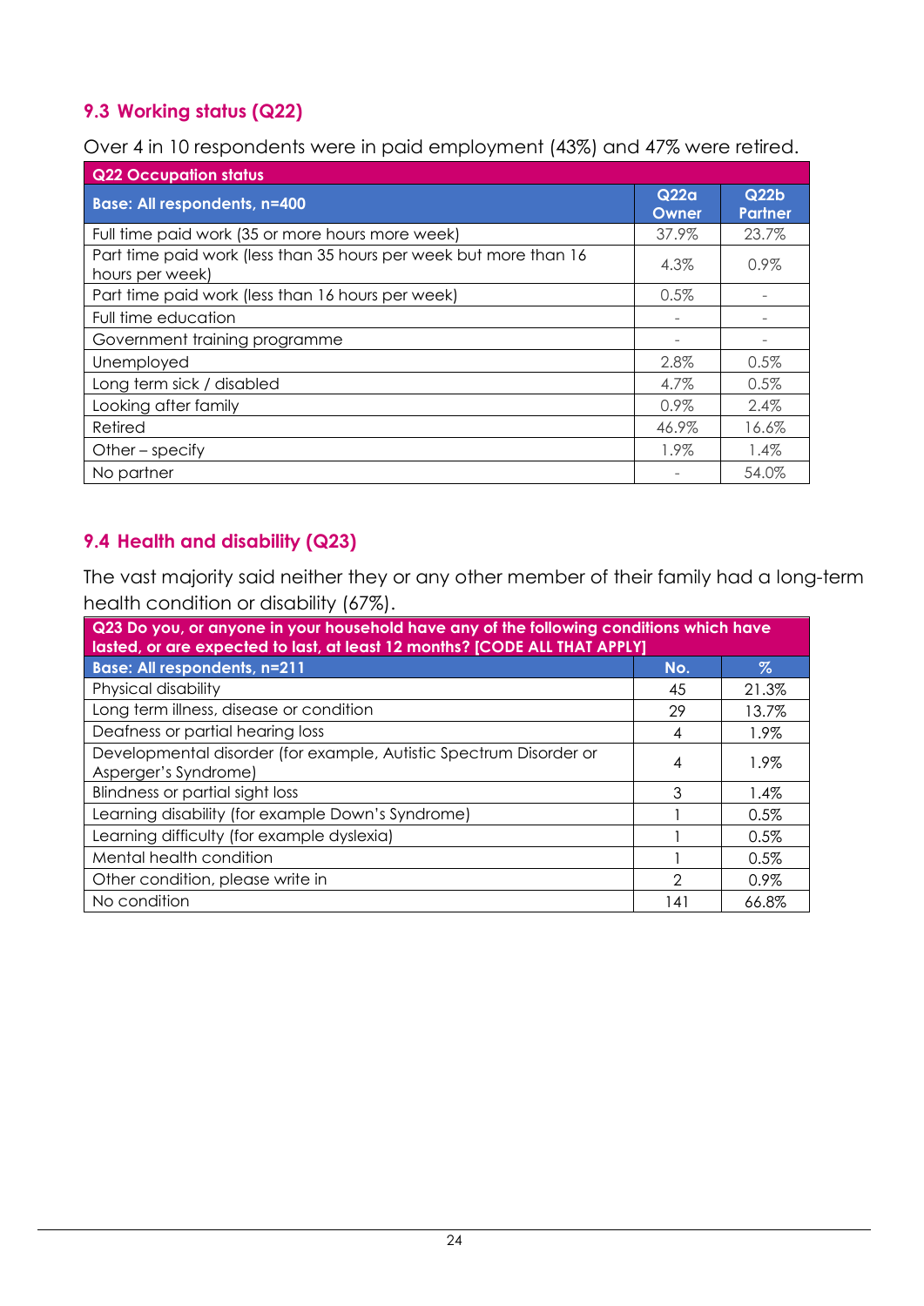## 9.3 Working status (Q22)

Over 4 in 10 respondents were in paid employment (43%) and 47% were retired.

| Q22 Occupation status | | |
|---|---|---|
| **Base: All respondents, n=400** | **Q22a Owner** | **Q22b Partner** |
| Full time paid work (35 or more hours more week) | 37.9% | 23.7% |
| Part time paid work (less than 35 hours per week but more than 16 hours per week) | 4.3% | 0.9% |
| Part time paid work (less than 16 hours per week) | 0.5% | - |
| Full time education | - | - |
| Government training programme | - | - |
| Unemployed | 2.8% | 0.5% |
| Long term sick / disabled | 4.7% | 0.5% |
| Looking after family | 0.9% | 2.4% |
| Retired | 46.9% | 16.6% |
| Other – specify | 1.9% | 1.4% |
| No partner | - | 54.0% |

## 9.4 Health and disability (Q23)

The vast majority said neither they or any other member of their family had a long-term health condition or disability (67%).

| Q23 Do you, or anyone in your household have any of the following conditions which have lasted, or are expected to last, at least 12 months? [CODE ALL THAT APPLY] | | |
|---|---|---|
| **Base: All respondents, n=211** | **No.** | **%** |
| Physical disability | 45 | 21.3% |
| Long term illness, disease or condition | 29 | 13.7% |
| Deafness or partial hearing loss | 4 | 1.9% |
| Developmental disorder (for example, Autistic Spectrum Disorder or Asperger's Syndrome) | 4 | 1.9% |
| Blindness or partial sight loss | 3 | 1.4% |
| Learning disability (for example Down's Syndrome) | 1 | 0.5% |
| Learning difficulty (for example dyslexia) | 1 | 0.5% |
| Mental health condition | 1 | 0.5% |
| Other condition, please write in | 2 | 0.9% |
| No condition | 141 | 66.8% |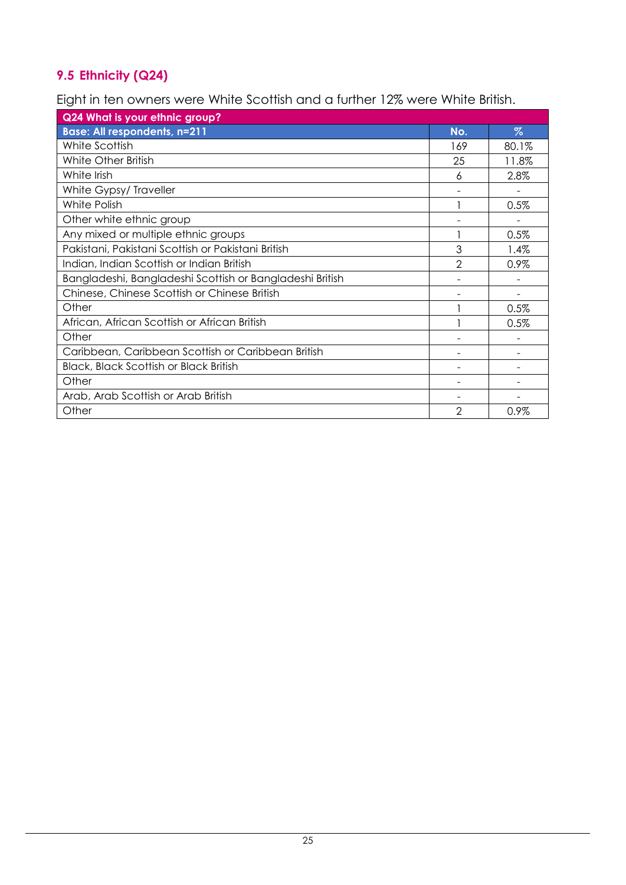## 9.5 Ethnicity (Q24)

Eight in ten owners were White Scottish and a further 12% were White British.

| Q24 What is your ethnic group? | | |
|---|---|---|
| **Base: All respondents, n=211** | **No.** | **%** |
| White Scottish | 169 | 80.1% |
| White Other British | 25 | 11.8% |
| White Irish | 6 | 2.8% |
| White Gypsy/ Traveller | - | - |
| White Polish | 1 | 0.5% |
| Other white ethnic group | - | - |
| Any mixed or multiple ethnic groups | 1 | 0.5% |
| Pakistani, Pakistani Scottish or Pakistani British | 3 | 1.4% |
| Indian, Indian Scottish or Indian British | 2 | 0.9% |
| Bangladeshi, Bangladeshi Scottish or Bangladeshi British | - | - |
| Chinese, Chinese Scottish or Chinese British | - | - |
| Other | 1 | 0.5% |
| African, African Scottish or African British | 1 | 0.5% |
| Other | - | - |
| Caribbean, Caribbean Scottish or Caribbean British | - | - |
| Black, Black Scottish or Black British | - | - |
| Other | - | - |
| Arab, Arab Scottish or Arab British | - | - |
| Other | 2 | 0.9% |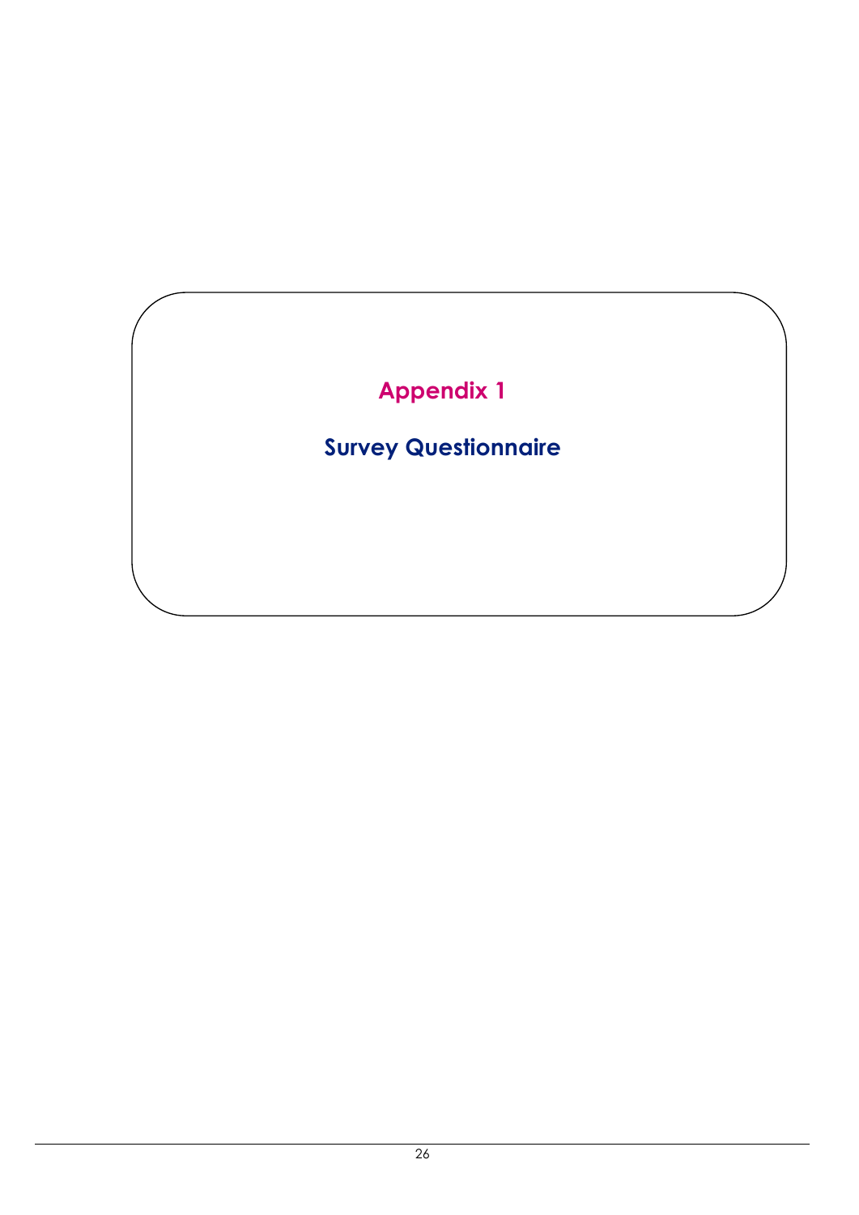# Appendix 1

## Survey Questionnaire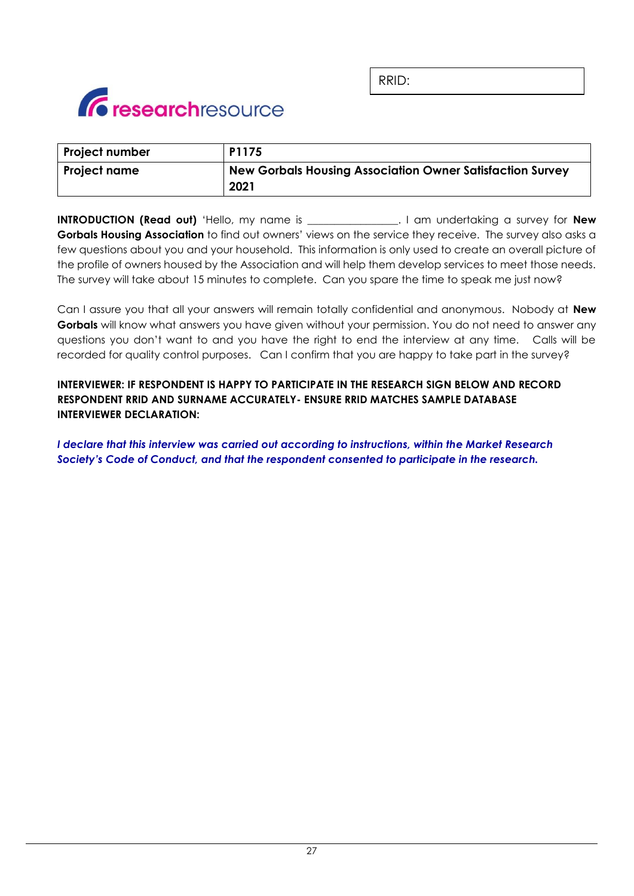| RRID: |
|---|

researchresource

| Project number | P1175 |
|---|---|
| Project name | New Gorbals Housing Association Owner Satisfaction Survey 2021 |

**INTRODUCTION (Read out)** 'Hello, my name is ________________. I am undertaking a survey for **New Gorbals Housing Association** to find out owners' views on the service they receive. The survey also asks a few questions about you and your household. This information is only used to create an overall picture of the profile of owners housed by the Association and will help them develop services to meet those needs. The survey will take about 15 minutes to complete. Can you spare the time to speak me just now?

Can I assure you that all your answers will remain totally confidential and anonymous. Nobody at **New Gorbals** will know what answers you have given without your permission. You do not need to answer any questions you don't want to and you have the right to end the interview at any time. Calls will be recorded for quality control purposes. Can I confirm that you are happy to take part in the survey?

**INTERVIEWER: IF RESPONDENT IS HAPPY TO PARTICIPATE IN THE RESEARCH SIGN BELOW AND RECORD RESPONDENT RRID AND SURNAME ACCURATELY- ENSURE RRID MATCHES SAMPLE DATABASE INTERVIEWER DECLARATION:**

***I declare that this interview was carried out according to instructions, within the Market Research Society's Code of Conduct, and that the respondent consented to participate in the research.***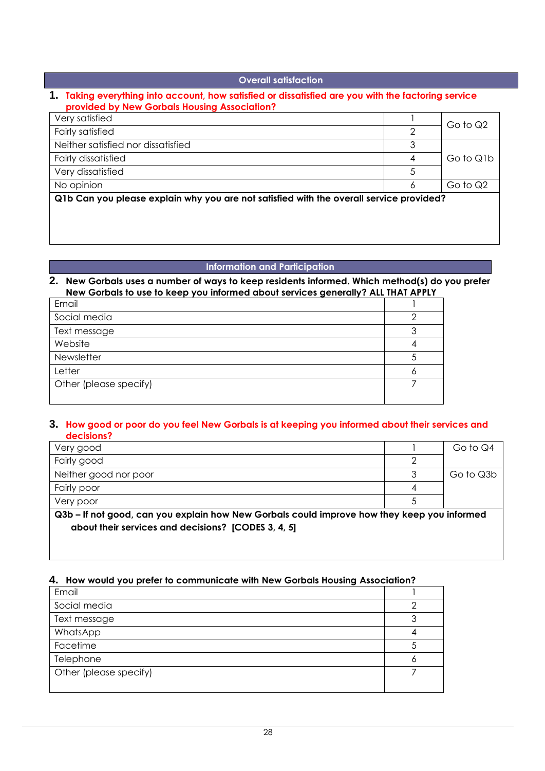## Overall satisfaction

**1. Taking everything into account, how satisfied or dissatisfied are you with the factoring service provided by New Gorbals Housing Association?**

| | | |
|---|---|---|
| Very satisfied | 1 | Go to Q2 |
| Fairly satisfied | 2 | |
| Neither satisfied nor dissatisfied | 3 | Go to Q1b |
| Fairly dissatisfied | 4 | |
| Very dissatisfied | 5 | |
| No opinion | 6 | Go to Q2 |

**Q1b Can you please explain why you are not satisfied with the overall service provided?**

## Information and Participation

**2. New Gorbals uses a number of ways to keep residents informed. Which method(s) do you prefer New Gorbals to use to keep you informed about services generally? ALL THAT APPLY**

| | |
|---|---|
| Email | 1 |
| Social media | 2 |
| Text message | 3 |
| Website | 4 |
| Newsletter | 5 |
| Letter | 6 |
| Other (please specify) | 7 |

**3. How good or poor do you feel New Gorbals is at keeping you informed about their services and decisions?**

| | | |
|---|---|---|
| Very good | 1 | Go to Q4 |
| Fairly good | 2 | |
| Neither good nor poor | 3 | Go to Q3b |
| Fairly poor | 4 | |
| Very poor | 5 | |

**Q3b – If not good, can you explain how New Gorbals could improve how they keep you informed about their services and decisions? [CODES 3, 4, 5]**

**4. How would you prefer to communicate with New Gorbals Housing Association?**

| | |
|---|---|
| Email | 1 |
| Social media | 2 |
| Text message | 3 |
| WhatsApp | 4 |
| Facetime | 5 |
| Telephone | 6 |
| Other (please specify) | 7 |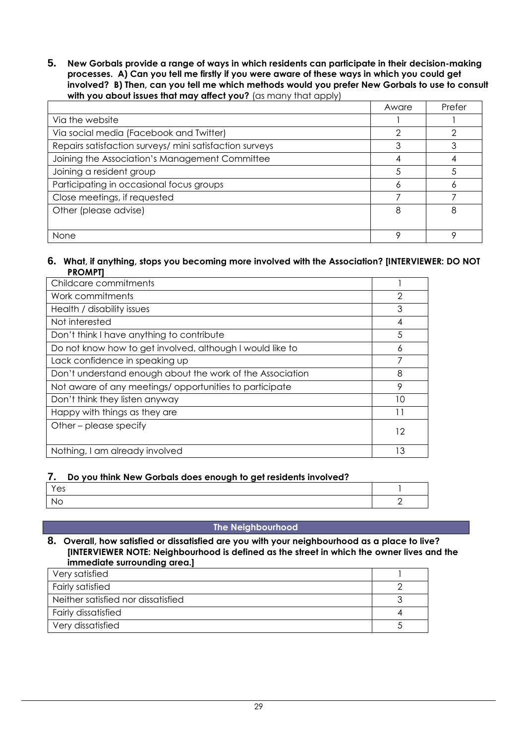**5. New Gorbals provide a range of ways in which residents can participate in their decision-making processes. A) Can you tell me firstly if you were aware of these ways in which you could get involved? B) Then, can you tell me which methods would you prefer New Gorbals to use to consult with you about issues that may affect you?** (as many that apply)

| | Aware | Prefer |
|---|---|---|
| Via the website | 1 | 1 |
| Via social media (Facebook and Twitter) | 2 | 2 |
| Repairs satisfaction surveys/ mini satisfaction surveys | 3 | 3 |
| Joining the Association's Management Committee | 4 | 4 |
| Joining a resident group | 5 | 5 |
| Participating in occasional focus groups | 6 | 6 |
| Close meetings, if requested | 7 | 7 |
| Other (please advise) | 8 | 8 |
| None | 9 | 9 |

**6. What, if anything, stops you becoming more involved with the Association? [INTERVIEWER: DO NOT PROMPT]**

| | |
|---|---|
| Childcare commitments | 1 |
| Work commitments | 2 |
| Health / disability issues | 3 |
| Not interested | 4 |
| Don't think I have anything to contribute | 5 |
| Do not know how to get involved, although I would like to | 6 |
| Lack confidence in speaking up | 7 |
| Don't understand enough about the work of the Association | 8 |
| Not aware of any meetings/ opportunities to participate | 9 |
| Don't think they listen anyway | 10 |
| Happy with things as they are | 11 |
| Other – please specify | 12 |
| Nothing, I am already involved | 13 |

**7. Do you think New Gorbals does enough to get residents involved?**

| | |
|---|---|
| Yes | 1 |
| No | 2 |

## The Neighbourhood

**8. Overall, how satisfied or dissatisfied are you with your neighbourhood as a place to live? [INTERVIEWER NOTE: Neighbourhood is defined as the street in which the owner lives and the immediate surrounding area.]**

| | |
|---|---|
| Very satisfied | 1 |
| Fairly satisfied | 2 |
| Neither satisfied nor dissatisfied | 3 |
| Fairly dissatisfied | 4 |
| Very dissatisfied | 5 |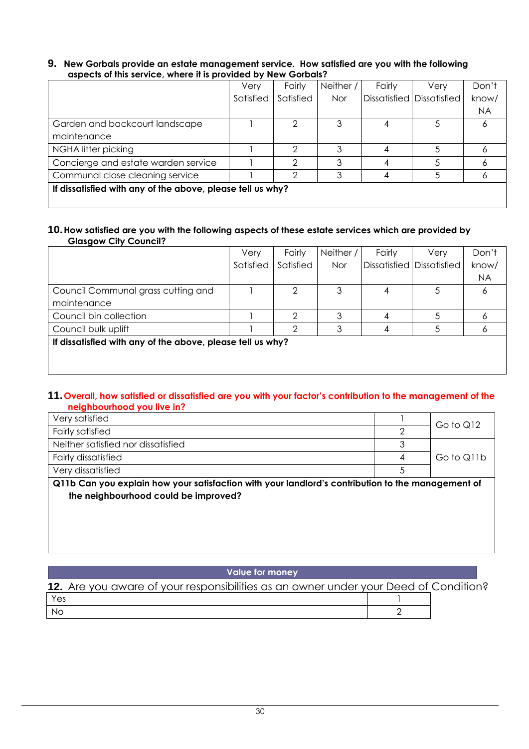**9. New Gorbals provide an estate management service. How satisfied are you with the following aspects of this service, where it is provided by New Gorbals?**

| | Very Satisfied | Fairly Satisfied | Neither / Nor | Fairly Dissatisfied | Very Dissatisfied | Don't know/ NA |
|---|---|---|---|---|---|---|
| Garden and backcourt landscape maintenance | 1 | 2 | 3 | 4 | 5 | 6 |
| NGHA litter picking | 1 | 2 | 3 | 4 | 5 | 6 |
| Concierge and estate warden service | 1 | 2 | 3 | 4 | 5 | 6 |
| Communal close cleaning service | 1 | 2 | 3 | 4 | 5 | 6 |
| **If dissatisfied with any of the above, please tell us why?** | | | | | | |

**10. How satisfied are you with the following aspects of these estate services which are provided by Glasgow City Council?**

| | Very Satisfied | Fairly Satisfied | Neither / Nor | Fairly Dissatisfied | Very Dissatisfied | Don't know/ NA |
|---|---|---|---|---|---|---|
| Council Communal grass cutting and maintenance | 1 | 2 | 3 | 4 | 5 | 6 |
| Council bin collection | 1 | 2 | 3 | 4 | 5 | 6 |
| Council bulk uplift | 1 | 2 | 3 | 4 | 5 | 6 |
| **If dissatisfied with any of the above, please tell us why?** | | | | | | |

**11. Overall, how satisfied or dissatisfied are you with your factor's contribution to the management of the neighbourhood you live in?**

| | | |
|---|---|---|
| Very satisfied | 1 | Go to Q12 |
| Fairly satisfied | 2 | |
| Neither satisfied nor dissatisfied | 3 | Go to Q11b |
| Fairly dissatisfied | 4 | |
| Very dissatisfied | 5 | |

**Q11b Can you explain how your satisfaction with your landlord's contribution to the management of the neighbourhood could be improved?**

## Value for money

**12.** Are you aware of your responsibilities as an owner under your Deed of Condition?

| | |
|---|---|
| Yes | 1 |
| No | 2 |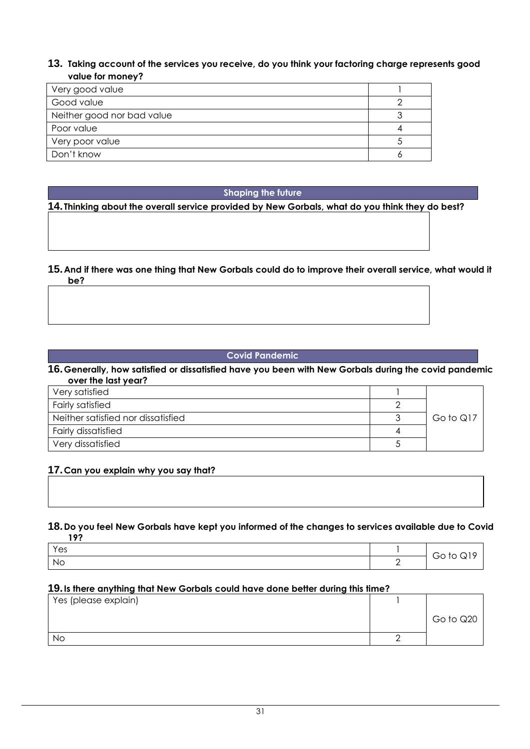**13. Taking account of the services you receive, do you think your factoring charge represents good value for money?**

| | |
|---|---|
| Very good value | 1 |
| Good value | 2 |
| Neither good nor bad value | 3 |
| Poor value | 4 |
| Very poor value | 5 |
| Don't know | 6 |

## Shaping the future

**14. Thinking about the overall service provided by New Gorbals, what do you think they do best?**

| |
|---|
| |

**15. And if there was one thing that New Gorbals could do to improve their overall service, what would it be?**

| |
|---|
| |

## Covid Pandemic

**16. Generally, how satisfied or dissatisfied have you been with New Gorbals during the covid pandemic over the last year?**

| | | |
|---|---|---|
| Very satisfied | 1 | Go to Q17 |
| Fairly satisfied | 2 | |
| Neither satisfied nor dissatisfied | 3 | |
| Fairly dissatisfied | 4 | |
| Very dissatisfied | 5 | |

**17. Can you explain why you say that?**

| |
|---|
| |

**18. Do you feel New Gorbals have kept you informed of the changes to services available due to Covid 19?**

| | | |
|---|---|---|
| Yes | 1 | Go to Q19 |
| No | 2 | |

**19. Is there anything that New Gorbals could have done better during this time?**

| | | |
|---|---|---|
| Yes (please explain) | 1 | Go to Q20 |
| No | 2 | |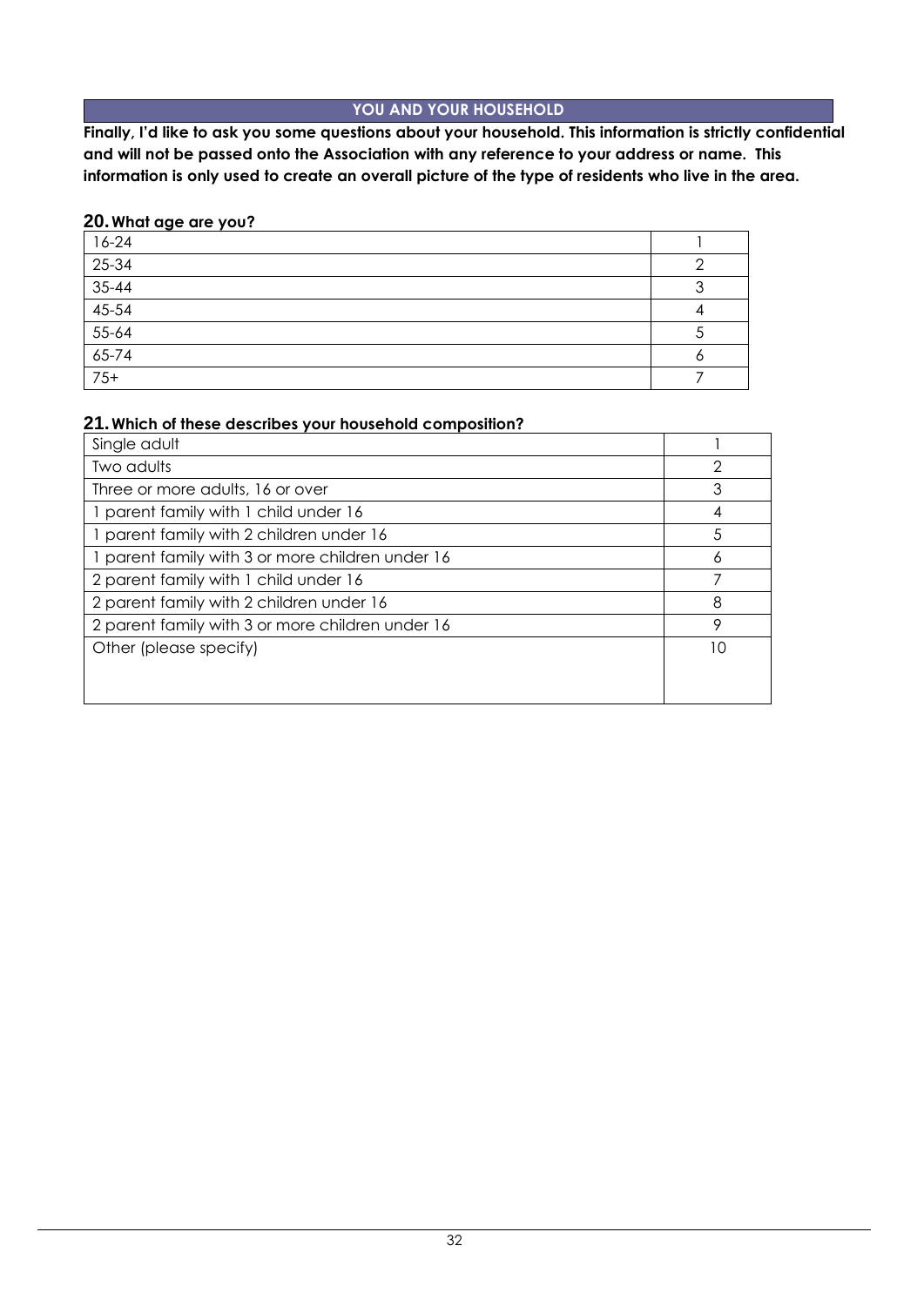## YOU AND YOUR HOUSEHOLD

**Finally, I'd like to ask you some questions about your household. This information is strictly confidential and will not be passed onto the Association with any reference to your address or name. This information is only used to create an overall picture of the type of residents who live in the area.**

### 20. What age are you?

| | |
|---|---|
| 16-24 | 1 |
| 25-34 | 2 |
| 35-44 | 3 |
| 45-54 | 4 |
| 55-64 | 5 |
| 65-74 | 6 |
| 75+ | 7 |

### 21. Which of these describes your household composition?

| | |
|---|---|
| Single adult | 1 |
| Two adults | 2 |
| Three or more adults, 16 or over | 3 |
| 1 parent family with 1 child under 16 | 4 |
| 1 parent family with 2 children under 16 | 5 |
| 1 parent family with 3 or more children under 16 | 6 |
| 2 parent family with 1 child under 16 | 7 |
| 2 parent family with 2 children under 16 | 8 |
| 2 parent family with 3 or more children under 16 | 9 |
| Other (please specify) | 10 |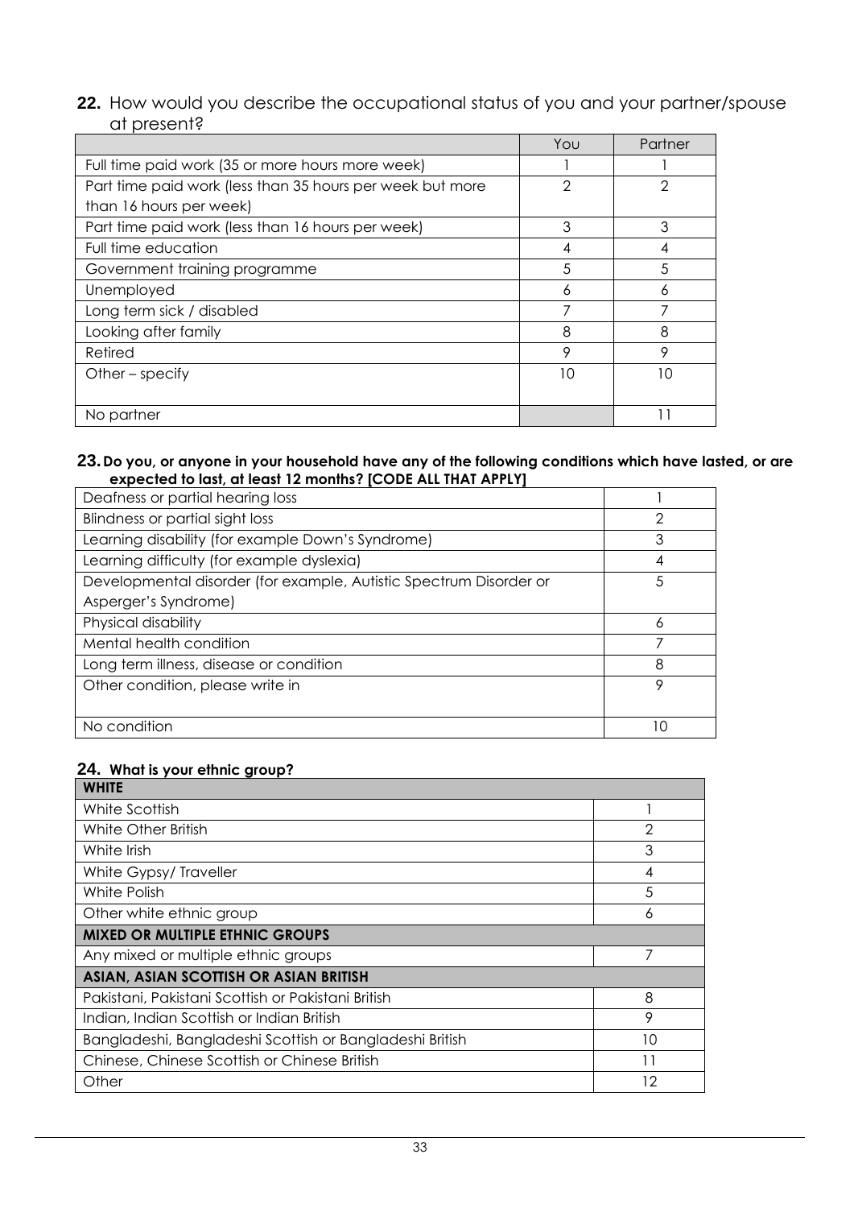**22.** How would you describe the occupational status of you and your partner/spouse at present?

| | You | Partner |
|---|---|---|
| Full time paid work (35 or more hours more week) | 1 | 1 |
| Part time paid work (less than 35 hours per week but more than 16 hours per week) | 2 | 2 |
| Part time paid work (less than 16 hours per week) | 3 | 3 |
| Full time education | 4 | 4 |
| Government training programme | 5 | 5 |
| Unemployed | 6 | 6 |
| Long term sick / disabled | 7 | 7 |
| Looking after family | 8 | 8 |
| Retired | 9 | 9 |
| Other – specify | 10 | 10 |
| No partner | | 11 |

**23. Do you, or anyone in your household have any of the following conditions which have lasted, or are expected to last, at least 12 months? [CODE ALL THAT APPLY]**

| | |
|---|---|
| Deafness or partial hearing loss | 1 |
| Blindness or partial sight loss | 2 |
| Learning disability (for example Down's Syndrome) | 3 |
| Learning difficulty (for example dyslexia) | 4 |
| Developmental disorder (for example, Autistic Spectrum Disorder or Asperger's Syndrome) | 5 |
| Physical disability | 6 |
| Mental health condition | 7 |
| Long term illness, disease or condition | 8 |
| Other condition, please write in | 9 |
| No condition | 10 |

**24. What is your ethnic group?**

| **WHITE** | |
|---|---|
| White Scottish | 1 |
| White Other British | 2 |
| White Irish | 3 |
| White Gypsy/ Traveller | 4 |
| White Polish | 5 |
| Other white ethnic group | 6 |
| **MIXED OR MULTIPLE ETHNIC GROUPS** | |
| Any mixed or multiple ethnic groups | 7 |
| **ASIAN, ASIAN SCOTTISH OR ASIAN BRITISH** | |
| Pakistani, Pakistani Scottish or Pakistani British | 8 |
| Indian, Indian Scottish or Indian British | 9 |
| Bangladeshi, Bangladeshi Scottish or Bangladeshi British | 10 |
| Chinese, Chinese Scottish or Chinese British | 11 |
| Other | 12 |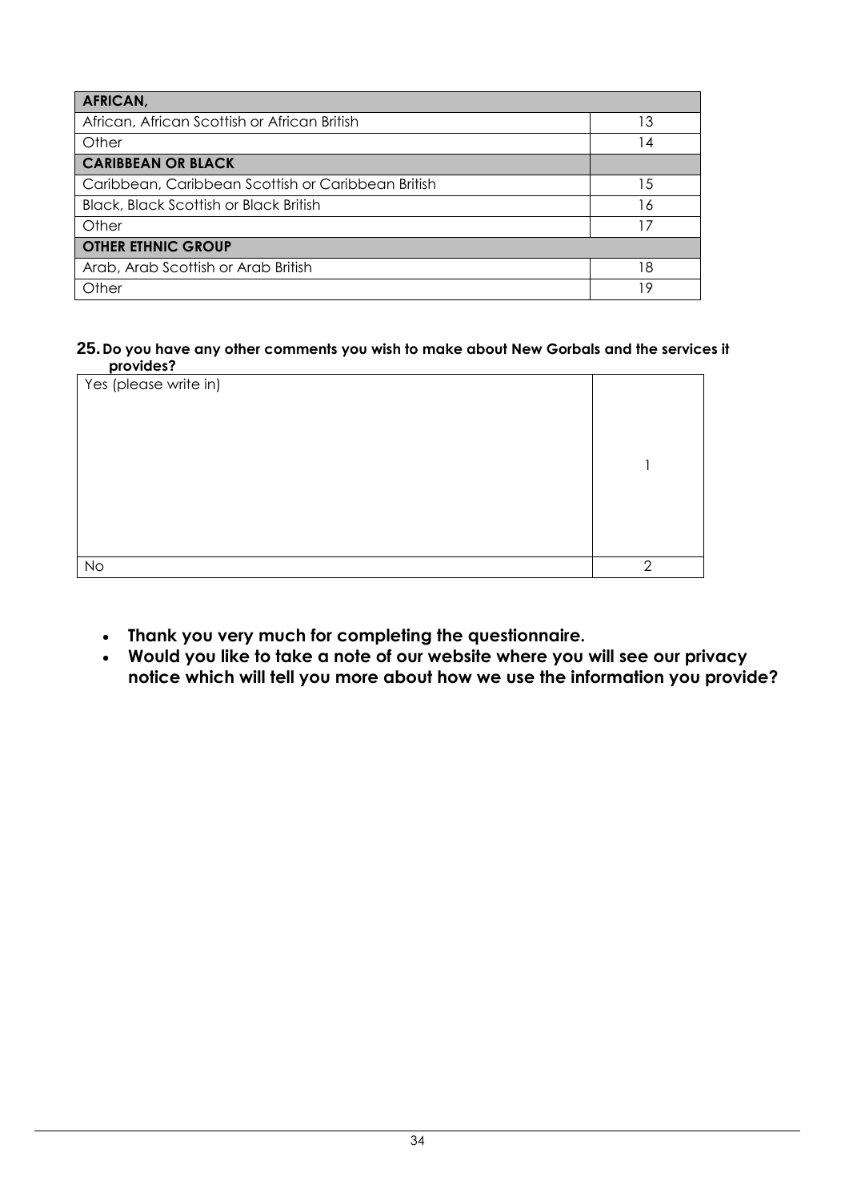| AFRICAN, | |
|---|---|
| African, African Scottish or African British | 13 |
| Other | 14 |
| **CARIBBEAN OR BLACK** | |
| Caribbean, Caribbean Scottish or Caribbean British | 15 |
| Black, Black Scottish or Black British | 16 |
| Other | 17 |
| **OTHER ETHNIC GROUP** | |
| Arab, Arab Scottish or Arab British | 18 |
| Other | 19 |

**25. Do you have any other comments you wish to make about New Gorbals and the services it provides?**

| Yes (please write in) | 1 |
|---|---|
| No | 2 |

- **Thank you very much for completing the questionnaire.**
- **Would you like to take a note of our website where you will see our privacy notice which will tell you more about how we use the information you provide?**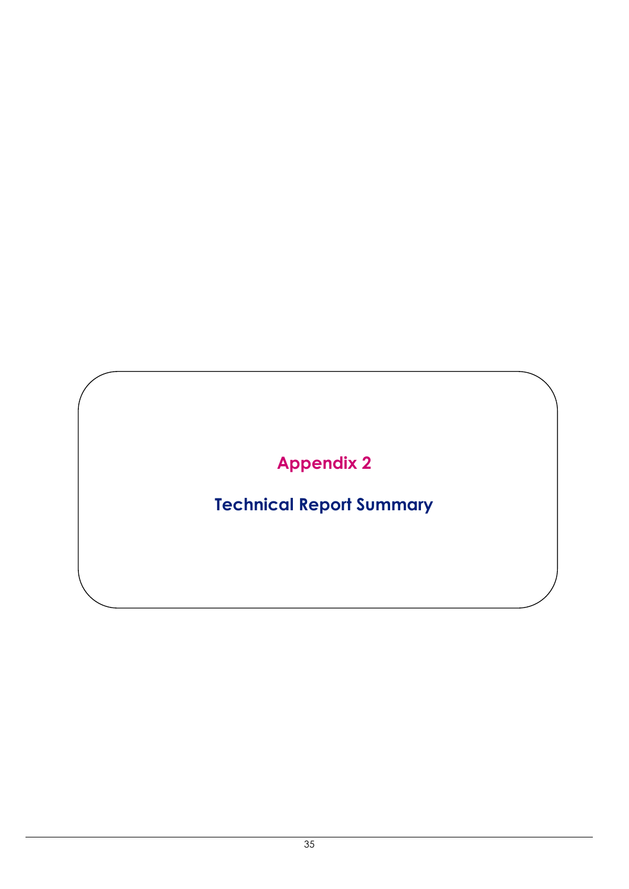# Appendix 2

## Technical Report Summary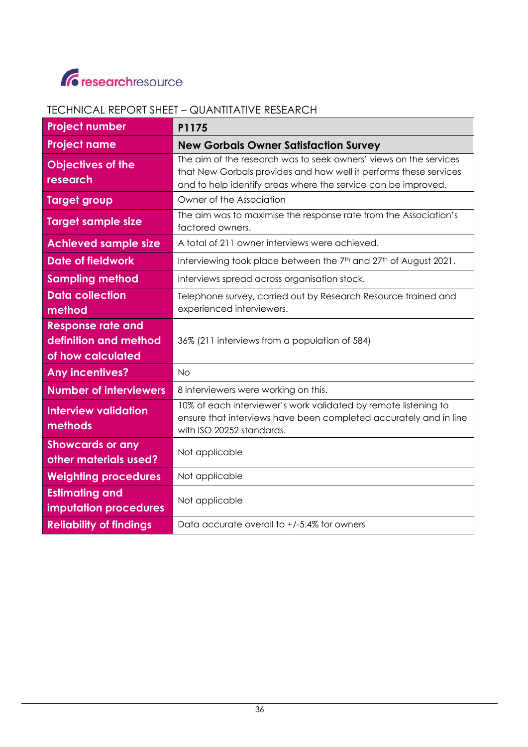researchresource

TECHNICAL REPORT SHEET – QUANTITATIVE RESEARCH

| | |
|---|---|
| **Project number** | **P1175** |
| **Project name** | **New Gorbals Owner Satisfaction Survey** |
| **Objectives of the research** | The aim of the research was to seek owners' views on the services that New Gorbals provides and how well it performs these services and to help identify areas where the service can be improved. |
| **Target group** | Owner of the Association |
| **Target sample size** | The aim was to maximise the response rate from the Association's factored owners. |
| **Achieved sample size** | A total of 211 owner interviews were achieved. |
| **Date of fieldwork** | Interviewing took place between the 7th and 27th of August 2021. |
| **Sampling method** | Interviews spread across organisation stock. |
| **Data collection method** | Telephone survey, carried out by Research Resource trained and experienced interviewers. |
| **Response rate and definition and method of how calculated** | 36% (211 interviews from a population of 584) |
| **Any incentives?** | No |
| **Number of interviewers** | 8 interviewers were working on this. |
| **Interview validation methods** | 10% of each interviewer's work validated by remote listening to ensure that interviews have been completed accurately and in line with ISO 20252 standards. |
| **Showcards or any other materials used?** | Not applicable |
| **Weighting procedures** | Not applicable |
| **Estimating and imputation procedures** | Not applicable |
| **Reliability of findings** | Data accurate overall to +/-5.4% for owners |